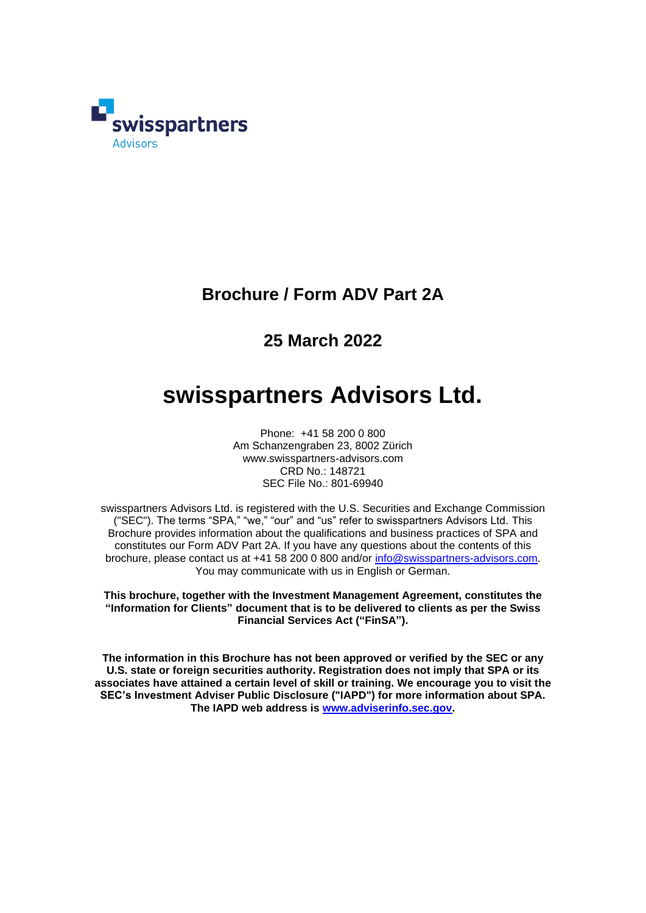swisspartners
Advisors

# Brochure / Form ADV Part 2A

## 25 March 2022

# swisspartners Advisors Ltd.

Phone: +41 58 200 0 800
Am Schanzengraben 23, 8002 Zürich
www.swisspartners-advisors.com
CRD No.: 148721
SEC File No.: 801-69940

swisspartners Advisors Ltd. is registered with the U.S. Securities and Exchange Commission ("SEC"). The terms "SPA," "we," "our" and "us" refer to swisspartners Advisors Ltd. This Brochure provides information about the qualifications and business practices of SPA and constitutes our Form ADV Part 2A. If you have any questions about the contents of this brochure, please contact us at +41 58 200 0 800 and/or info@swisspartners-advisors.com. You may communicate with us in English or German.

**This brochure, together with the Investment Management Agreement, constitutes the "Information for Clients" document that is to be delivered to clients as per the Swiss Financial Services Act ("FinSA").**

**The information in this Brochure has not been approved or verified by the SEC or any U.S. state or foreign securities authority. Registration does not imply that SPA or its associates have attained a certain level of skill or training. We encourage you to visit the SEC's Investment Adviser Public Disclosure ("IAPD") for more information about SPA. The IAPD web address is www.adviserinfo.sec.gov.**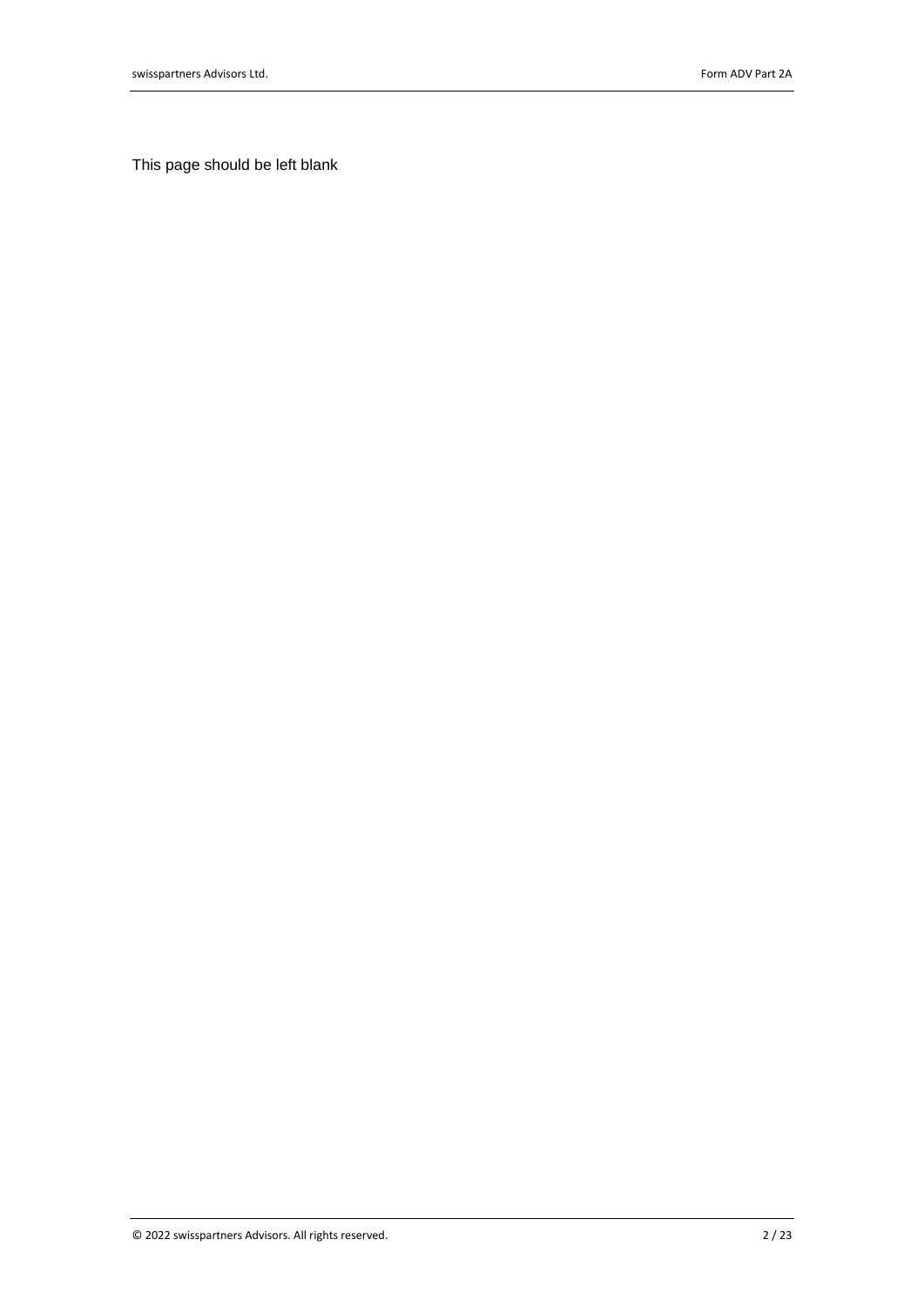This page should be left blank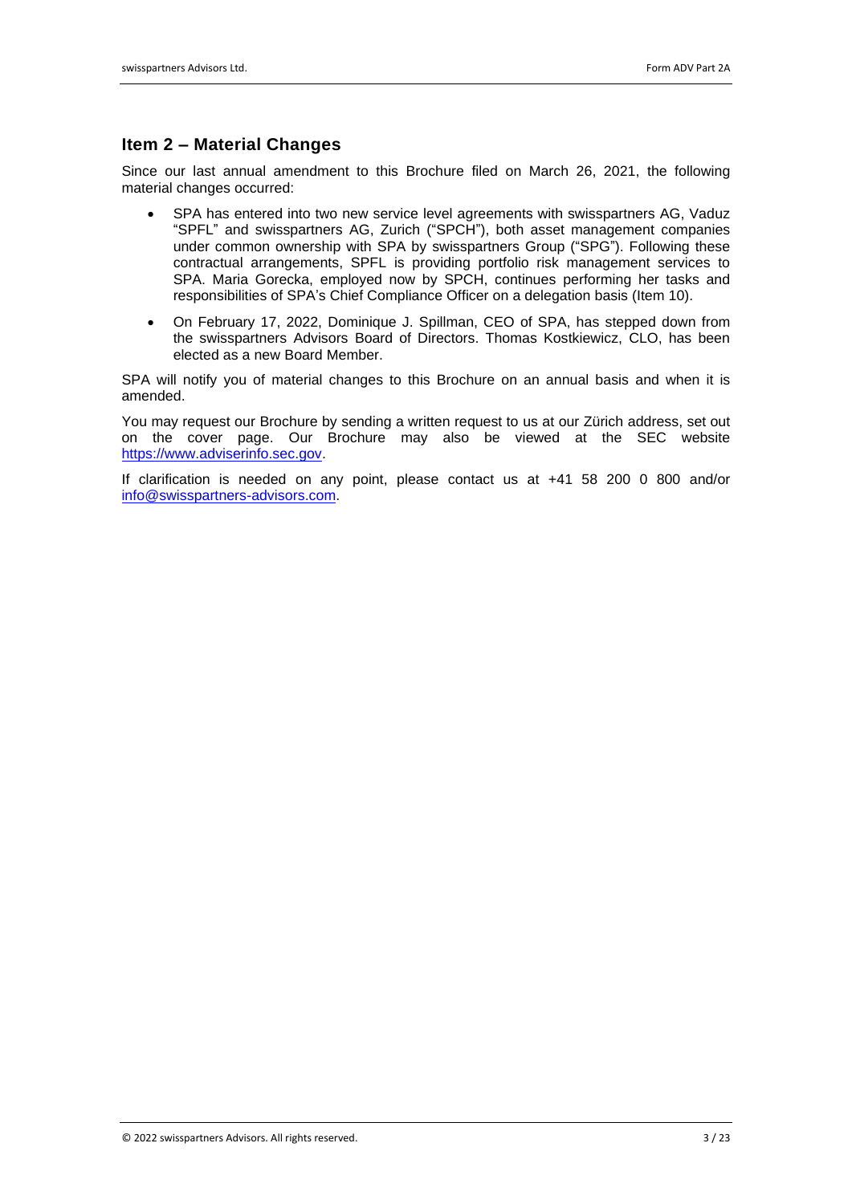## Item 2 – Material Changes

Since our last annual amendment to this Brochure filed on March 26, 2021, the following material changes occurred:

- SPA has entered into two new service level agreements with swisspartners AG, Vaduz "SPFL" and swisspartners AG, Zurich ("SPCH"), both asset management companies under common ownership with SPA by swisspartners Group ("SPG"). Following these contractual arrangements, SPFL is providing portfolio risk management services to SPA. Maria Gorecka, employed now by SPCH, continues performing her tasks and responsibilities of SPA's Chief Compliance Officer on a delegation basis (Item 10).
- On February 17, 2022, Dominique J. Spillman, CEO of SPA, has stepped down from the swisspartners Advisors Board of Directors. Thomas Kostkiewicz, CLO, has been elected as a new Board Member.

SPA will notify you of material changes to this Brochure on an annual basis and when it is amended.

You may request our Brochure by sending a written request to us at our Zürich address, set out on the cover page. Our Brochure may also be viewed at the SEC website https://www.adviserinfo.sec.gov.

If clarification is needed on any point, please contact us at +41 58 200 0 800 and/or info@swisspartners-advisors.com.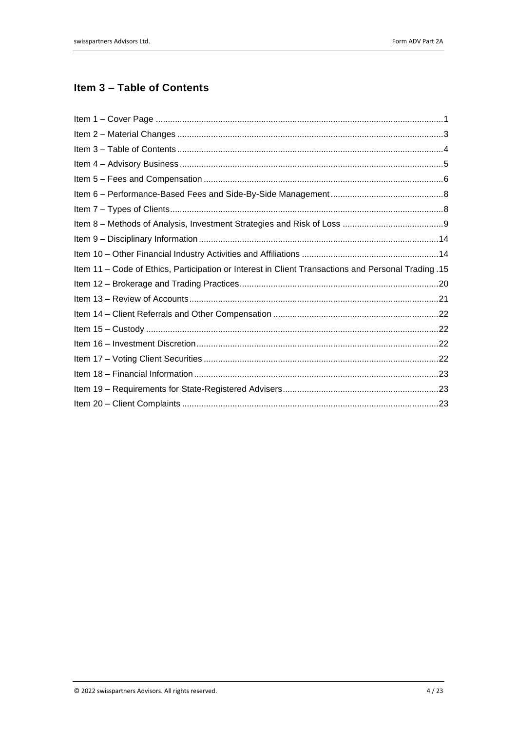## Item 3 – Table of Contents

Item 1 – Cover Page ....................................................................................................................1
Item 2 – Material Changes ..........................................................................................................3
Item 3 – Table of Contents ...........................................................................................................4
Item 4 – Advisory Business ..........................................................................................................5
Item 5 – Fees and Compensation .................................................................................................6
Item 6 – Performance-Based Fees and Side-By-Side Management ..............................................8
Item 7 – Types of Clients ..............................................................................................................8
Item 8 – Methods of Analysis, Investment Strategies and Risk of Loss .........................................9
Item 9 – Disciplinary Information .................................................................................................14
Item 10 – Other Financial Industry Activities and Affiliations .......................................................14
Item 11 – Code of Ethics, Participation or Interest in Client Transactions and Personal Trading .15
Item 12 – Brokerage and Trading Practices .................................................................................20
Item 13 – Review of Accounts .....................................................................................................21
Item 14 – Client Referrals and Other Compensation ...................................................................22
Item 15 – Custody .......................................................................................................................22
Item 16 – Investment Discretion ..................................................................................................22
Item 17 – Voting Client Securities ................................................................................................22
Item 18 – Financial Information ...................................................................................................23
Item 19 – Requirements for State-Registered Advisers ...............................................................23
Item 20 – Client Complaints ........................................................................................................23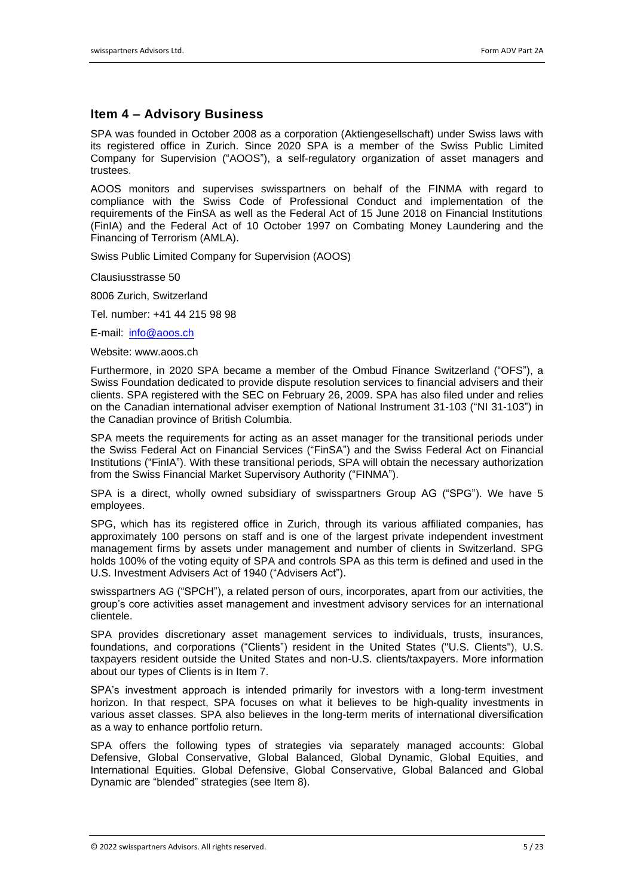## Item 4 – Advisory Business

SPA was founded in October 2008 as a corporation (Aktiengesellschaft) under Swiss laws with its registered office in Zurich. Since 2020 SPA is a member of the Swiss Public Limited Company for Supervision ("AOOS"), a self-regulatory organization of asset managers and trustees.

AOOS monitors and supervises swisspartners on behalf of the FINMA with regard to compliance with the Swiss Code of Professional Conduct and implementation of the requirements of the FinSA as well as the Federal Act of 15 June 2018 on Financial Institutions (FinIA) and the Federal Act of 10 October 1997 on Combating Money Laundering and the Financing of Terrorism (AMLA).

Swiss Public Limited Company for Supervision (AOOS)

Clausiusstrasse 50

8006 Zurich, Switzerland

Tel. number: +41 44 215 98 98

E-mail: info@aoos.ch

Website: www.aoos.ch

Furthermore, in 2020 SPA became a member of the Ombud Finance Switzerland ("OFS"), a Swiss Foundation dedicated to provide dispute resolution services to financial advisers and their clients. SPA registered with the SEC on February 26, 2009. SPA has also filed under and relies on the Canadian international adviser exemption of National Instrument 31-103 ("NI 31-103") in the Canadian province of British Columbia.

SPA meets the requirements for acting as an asset manager for the transitional periods under the Swiss Federal Act on Financial Services ("FinSA") and the Swiss Federal Act on Financial Institutions ("FinIA"). With these transitional periods, SPA will obtain the necessary authorization from the Swiss Financial Market Supervisory Authority ("FINMA").

SPA is a direct, wholly owned subsidiary of swisspartners Group AG ("SPG"). We have 5 employees.

SPG, which has its registered office in Zurich, through its various affiliated companies, has approximately 100 persons on staff and is one of the largest private independent investment management firms by assets under management and number of clients in Switzerland. SPG holds 100% of the voting equity of SPA and controls SPA as this term is defined and used in the U.S. Investment Advisers Act of 1940 ("Advisers Act").

swisspartners AG ("SPCH"), a related person of ours, incorporates, apart from our activities, the group's core activities asset management and investment advisory services for an international clientele.

SPA provides discretionary asset management services to individuals, trusts, insurances, foundations, and corporations ("Clients") resident in the United States ("U.S. Clients"), U.S. taxpayers resident outside the United States and non-U.S. clients/taxpayers. More information about our types of Clients is in Item 7.

SPA's investment approach is intended primarily for investors with a long-term investment horizon. In that respect, SPA focuses on what it believes to be high-quality investments in various asset classes. SPA also believes in the long-term merits of international diversification as a way to enhance portfolio return.

SPA offers the following types of strategies via separately managed accounts: Global Defensive, Global Conservative, Global Balanced, Global Dynamic, Global Equities, and International Equities. Global Defensive, Global Conservative, Global Balanced and Global Dynamic are "blended" strategies (see Item 8).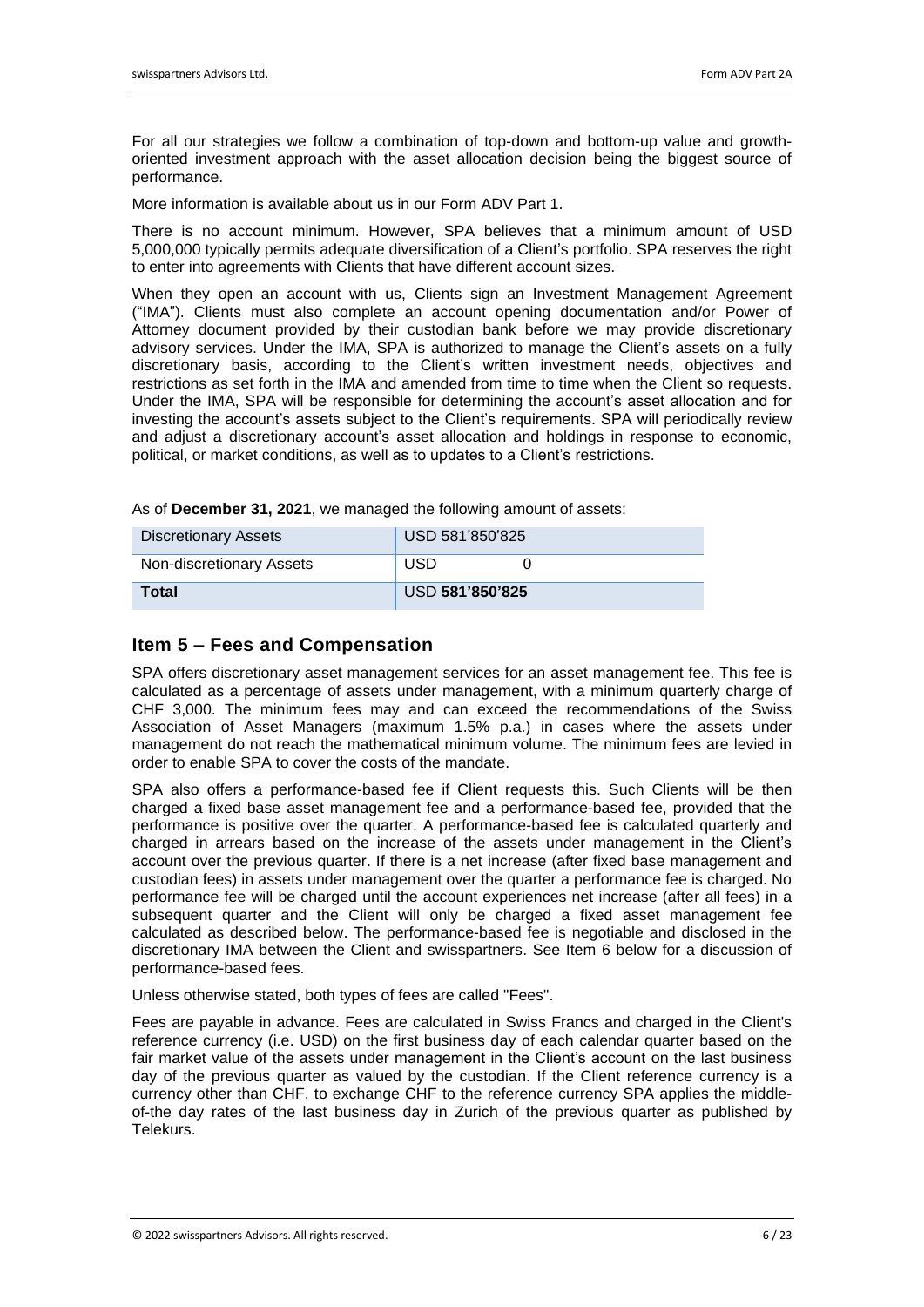For all our strategies we follow a combination of top-down and bottom-up value and growth-oriented investment approach with the asset allocation decision being the biggest source of performance.

More information is available about us in our Form ADV Part 1.

There is no account minimum. However, SPA believes that a minimum amount of USD 5,000,000 typically permits adequate diversification of a Client's portfolio. SPA reserves the right to enter into agreements with Clients that have different account sizes.

When they open an account with us, Clients sign an Investment Management Agreement ("IMA"). Clients must also complete an account opening documentation and/or Power of Attorney document provided by their custodian bank before we may provide discretionary advisory services. Under the IMA, SPA is authorized to manage the Client's assets on a fully discretionary basis, according to the Client's written investment needs, objectives and restrictions as set forth in the IMA and amended from time to time when the Client so requests. Under the IMA, SPA will be responsible for determining the account's asset allocation and for investing the account's assets subject to the Client's requirements. SPA will periodically review and adjust a discretionary account's asset allocation and holdings in response to economic, political, or market conditions, as well as to updates to a Client's restrictions.

As of **December 31, 2021**, we managed the following amount of assets:

| Discretionary Assets | USD 581'850'825 |
|---|---|
| Non-discretionary Assets | USD 0 |
| **Total** | USD **581'850'825** |

## Item 5 – Fees and Compensation

SPA offers discretionary asset management services for an asset management fee. This fee is calculated as a percentage of assets under management, with a minimum quarterly charge of CHF 3,000. The minimum fees may and can exceed the recommendations of the Swiss Association of Asset Managers (maximum 1.5% p.a.) in cases where the assets under management do not reach the mathematical minimum volume. The minimum fees are levied in order to enable SPA to cover the costs of the mandate.

SPA also offers a performance-based fee if Client requests this. Such Clients will be then charged a fixed base asset management fee and a performance-based fee, provided that the performance is positive over the quarter. A performance-based fee is calculated quarterly and charged in arrears based on the increase of the assets under management in the Client's account over the previous quarter. If there is a net increase (after fixed base management and custodian fees) in assets under management over the quarter a performance fee is charged. No performance fee will be charged until the account experiences net increase (after all fees) in a subsequent quarter and the Client will only be charged a fixed asset management fee calculated as described below. The performance-based fee is negotiable and disclosed in the discretionary IMA between the Client and swisspartners. See Item 6 below for a discussion of performance-based fees.

Unless otherwise stated, both types of fees are called "Fees".

Fees are payable in advance. Fees are calculated in Swiss Francs and charged in the Client's reference currency (i.e. USD) on the first business day of each calendar quarter based on the fair market value of the assets under management in the Client's account on the last business day of the previous quarter as valued by the custodian. If the Client reference currency is a currency other than CHF, to exchange CHF to the reference currency SPA applies the middle-of-the day rates of the last business day in Zurich of the previous quarter as published by Telekurs.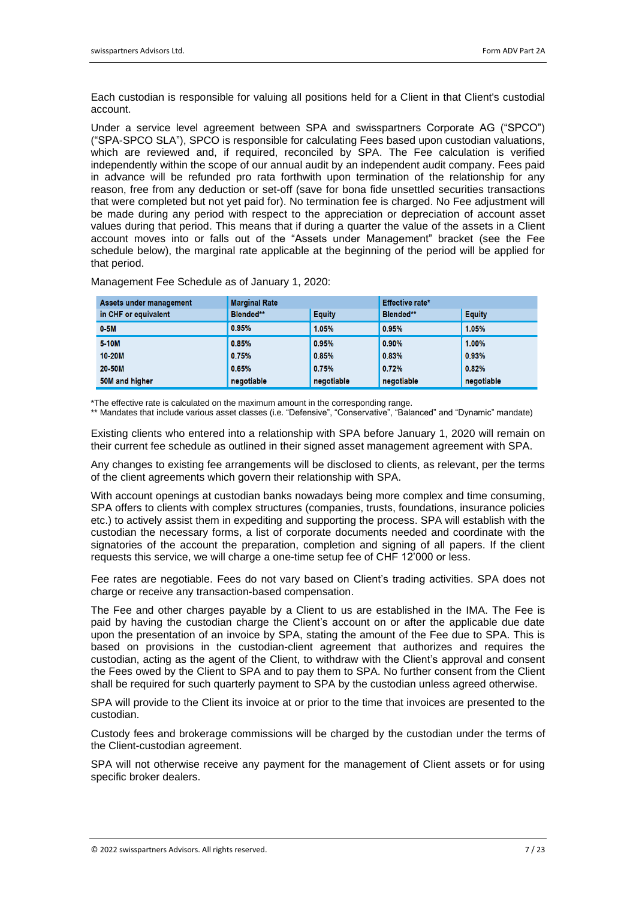Each custodian is responsible for valuing all positions held for a Client in that Client's custodial account.

Under a service level agreement between SPA and swisspartners Corporate AG ("SPCO") ("SPA-SPCO SLA"), SPCO is responsible for calculating Fees based upon custodian valuations, which are reviewed and, if required, reconciled by SPA. The Fee calculation is verified independently within the scope of our annual audit by an independent audit company. Fees paid in advance will be refunded pro rata forthwith upon termination of the relationship for any reason, free from any deduction or set-off (save for bona fide unsettled securities transactions that were completed but not yet paid for). No termination fee is charged. No Fee adjustment will be made during any period with respect to the appreciation or depreciation of account asset values during that period. This means that if during a quarter the value of the assets in a Client account moves into or falls out of the "Assets under Management" bracket (see the Fee schedule below), the marginal rate applicable at the beginning of the period will be applied for that period.

Management Fee Schedule as of January 1, 2020:

| Assets under management | Marginal Rate | | Effective rate* | |
|---|---|---|---|---|
| in CHF or equivalent | Blended** | Equity | Blended** | Equity |
| 0-5M | 0.95% | 1.05% | 0.95% | 1.05% |
| 5-10M | 0.85% | 0.95% | 0.90% | 1.00% |
| 10-20M | 0.75% | 0.85% | 0.83% | 0.93% |
| 20-50M | 0.65% | 0.75% | 0.72% | 0.82% |
| 50M and higher | negotiable | negotiable | negotiable | negotiable |

*The effective rate is calculated on the maximum amount in the corresponding range.
** Mandates that include various asset classes (i.e. "Defensive", "Conservative", "Balanced" and "Dynamic" mandate)

Existing clients who entered into a relationship with SPA before January 1, 2020 will remain on their current fee schedule as outlined in their signed asset management agreement with SPA.

Any changes to existing fee arrangements will be disclosed to clients, as relevant, per the terms of the client agreements which govern their relationship with SPA.

With account openings at custodian banks nowadays being more complex and time consuming, SPA offers to clients with complex structures (companies, trusts, foundations, insurance policies etc.) to actively assist them in expediting and supporting the process. SPA will establish with the custodian the necessary forms, a list of corporate documents needed and coordinate with the signatories of the account the preparation, completion and signing of all papers. If the client requests this service, we will charge a one-time setup fee of CHF 12'000 or less.

Fee rates are negotiable. Fees do not vary based on Client's trading activities. SPA does not charge or receive any transaction-based compensation.

The Fee and other charges payable by a Client to us are established in the IMA. The Fee is paid by having the custodian charge the Client's account on or after the applicable due date upon the presentation of an invoice by SPA, stating the amount of the Fee due to SPA. This is based on provisions in the custodian-client agreement that authorizes and requires the custodian, acting as the agent of the Client, to withdraw with the Client's approval and consent the Fees owed by the Client to SPA and to pay them to SPA. No further consent from the Client shall be required for such quarterly payment to SPA by the custodian unless agreed otherwise.

SPA will provide to the Client its invoice at or prior to the time that invoices are presented to the custodian.

Custody fees and brokerage commissions will be charged by the custodian under the terms of the Client-custodian agreement.

SPA will not otherwise receive any payment for the management of Client assets or for using specific broker dealers.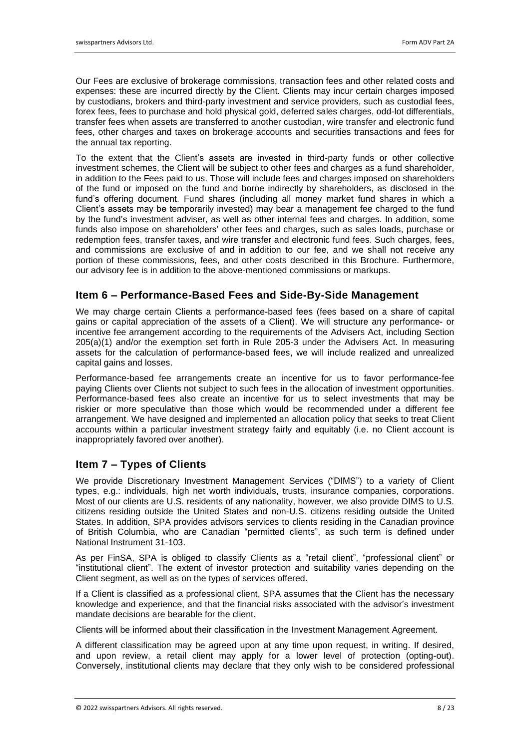Our Fees are exclusive of brokerage commissions, transaction fees and other related costs and expenses: these are incurred directly by the Client. Clients may incur certain charges imposed by custodians, brokers and third-party investment and service providers, such as custodial fees, forex fees, fees to purchase and hold physical gold, deferred sales charges, odd-lot differentials, transfer fees when assets are transferred to another custodian, wire transfer and electronic fund fees, other charges and taxes on brokerage accounts and securities transactions and fees for the annual tax reporting.

To the extent that the Client's assets are invested in third-party funds or other collective investment schemes, the Client will be subject to other fees and charges as a fund shareholder, in addition to the Fees paid to us. Those will include fees and charges imposed on shareholders of the fund or imposed on the fund and borne indirectly by shareholders, as disclosed in the fund's offering document. Fund shares (including all money market fund shares in which a Client's assets may be temporarily invested) may bear a management fee charged to the fund by the fund's investment adviser, as well as other internal fees and charges. In addition, some funds also impose on shareholders' other fees and charges, such as sales loads, purchase or redemption fees, transfer taxes, and wire transfer and electronic fund fees. Such charges, fees, and commissions are exclusive of and in addition to our fee, and we shall not receive any portion of these commissions, fees, and other costs described in this Brochure. Furthermore, our advisory fee is in addition to the above-mentioned commissions or markups.

## Item 6 – Performance-Based Fees and Side-By-Side Management

We may charge certain Clients a performance-based fees (fees based on a share of capital gains or capital appreciation of the assets of a Client). We will structure any performance- or incentive fee arrangement according to the requirements of the Advisers Act, including Section 205(a)(1) and/or the exemption set forth in Rule 205-3 under the Advisers Act. In measuring assets for the calculation of performance-based fees, we will include realized and unrealized capital gains and losses.

Performance-based fee arrangements create an incentive for us to favor performance-fee paying Clients over Clients not subject to such fees in the allocation of investment opportunities. Performance-based fees also create an incentive for us to select investments that may be riskier or more speculative than those which would be recommended under a different fee arrangement. We have designed and implemented an allocation policy that seeks to treat Client accounts within a particular investment strategy fairly and equitably (i.e. no Client account is inappropriately favored over another).

## Item 7 – Types of Clients

We provide Discretionary Investment Management Services ("DIMS") to a variety of Client types, e.g.: individuals, high net worth individuals, trusts, insurance companies, corporations. Most of our clients are U.S. residents of any nationality, however, we also provide DIMS to U.S. citizens residing outside the United States and non-U.S. citizens residing outside the United States. In addition, SPA provides advisors services to clients residing in the Canadian province of British Columbia, who are Canadian "permitted clients", as such term is defined under National Instrument 31-103.

As per FinSA, SPA is obliged to classify Clients as a "retail client", "professional client" or "institutional client". The extent of investor protection and suitability varies depending on the Client segment, as well as on the types of services offered.

If a Client is classified as a professional client, SPA assumes that the Client has the necessary knowledge and experience, and that the financial risks associated with the advisor's investment mandate decisions are bearable for the client.

Clients will be informed about their classification in the Investment Management Agreement.

A different classification may be agreed upon at any time upon request, in writing. If desired, and upon review, a retail client may apply for a lower level of protection (opting-out). Conversely, institutional clients may declare that they only wish to be considered professional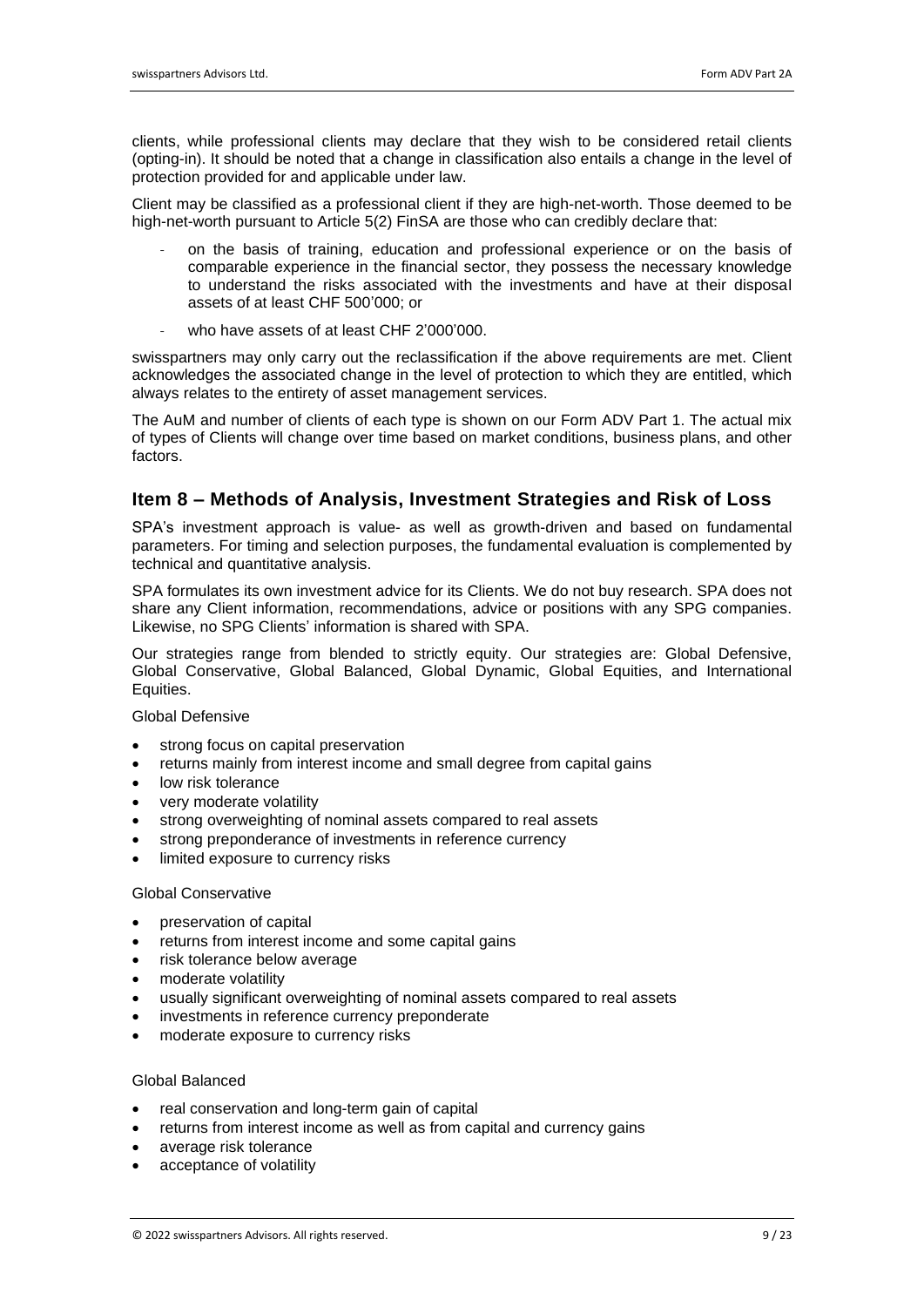clients, while professional clients may declare that they wish to be considered retail clients (opting-in). It should be noted that a change in classification also entails a change in the level of protection provided for and applicable under law.

Client may be classified as a professional client if they are high-net-worth. Those deemed to be high-net-worth pursuant to Article 5(2) FinSA are those who can credibly declare that:

- on the basis of training, education and professional experience or on the basis of comparable experience in the financial sector, they possess the necessary knowledge to understand the risks associated with the investments and have at their disposal assets of at least CHF 500'000; or
- who have assets of at least CHF 2'000'000.

swisspartners may only carry out the reclassification if the above requirements are met. Client acknowledges the associated change in the level of protection to which they are entitled, which always relates to the entirety of asset management services.

The AuM and number of clients of each type is shown on our Form ADV Part 1. The actual mix of types of Clients will change over time based on market conditions, business plans, and other factors.

## Item 8 – Methods of Analysis, Investment Strategies and Risk of Loss

SPA's investment approach is value- as well as growth-driven and based on fundamental parameters. For timing and selection purposes, the fundamental evaluation is complemented by technical and quantitative analysis.

SPA formulates its own investment advice for its Clients. We do not buy research. SPA does not share any Client information, recommendations, advice or positions with any SPG companies. Likewise, no SPG Clients' information is shared with SPA.

Our strategies range from blended to strictly equity. Our strategies are: Global Defensive, Global Conservative, Global Balanced, Global Dynamic, Global Equities, and International Equities.

Global Defensive

- strong focus on capital preservation
- returns mainly from interest income and small degree from capital gains
- low risk tolerance
- very moderate volatility
- strong overweighting of nominal assets compared to real assets
- strong preponderance of investments in reference currency
- limited exposure to currency risks

Global Conservative

- preservation of capital
- returns from interest income and some capital gains
- risk tolerance below average
- moderate volatility
- usually significant overweighting of nominal assets compared to real assets
- investments in reference currency preponderate
- moderate exposure to currency risks

Global Balanced

- real conservation and long-term gain of capital
- returns from interest income as well as from capital and currency gains
- average risk tolerance
- acceptance of volatility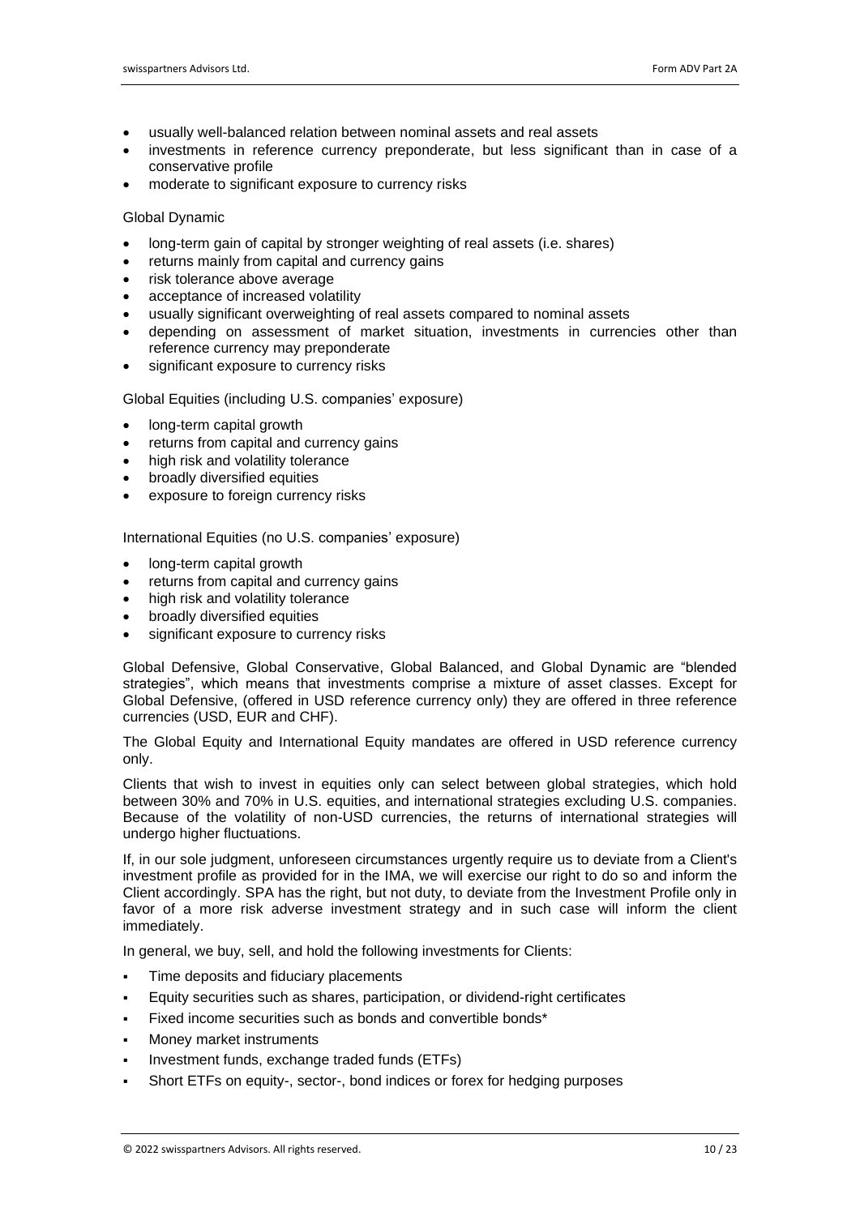- usually well-balanced relation between nominal assets and real assets
- investments in reference currency preponderate, but less significant than in case of a conservative profile
- moderate to significant exposure to currency risks

Global Dynamic

- long-term gain of capital by stronger weighting of real assets (i.e. shares)
- returns mainly from capital and currency gains
- risk tolerance above average
- acceptance of increased volatility
- usually significant overweighting of real assets compared to nominal assets
- depending on assessment of market situation, investments in currencies other than reference currency may preponderate
- significant exposure to currency risks

Global Equities (including U.S. companies' exposure)

- long-term capital growth
- returns from capital and currency gains
- high risk and volatility tolerance
- broadly diversified equities
- exposure to foreign currency risks

International Equities (no U.S. companies' exposure)

- long-term capital growth
- returns from capital and currency gains
- high risk and volatility tolerance
- broadly diversified equities
- significant exposure to currency risks

Global Defensive, Global Conservative, Global Balanced, and Global Dynamic are "blended strategies", which means that investments comprise a mixture of asset classes. Except for Global Defensive, (offered in USD reference currency only) they are offered in three reference currencies (USD, EUR and CHF).

The Global Equity and International Equity mandates are offered in USD reference currency only.

Clients that wish to invest in equities only can select between global strategies, which hold between 30% and 70% in U.S. equities, and international strategies excluding U.S. companies. Because of the volatility of non-USD currencies, the returns of international strategies will undergo higher fluctuations.

If, in our sole judgment, unforeseen circumstances urgently require us to deviate from a Client's investment profile as provided for in the IMA, we will exercise our right to do so and inform the Client accordingly. SPA has the right, but not duty, to deviate from the Investment Profile only in favor of a more risk adverse investment strategy and in such case will inform the client immediately.

In general, we buy, sell, and hold the following investments for Clients:

- Time deposits and fiduciary placements
- Equity securities such as shares, participation, or dividend-right certificates
- Fixed income securities such as bonds and convertible bonds*
- Money market instruments
- Investment funds, exchange traded funds (ETFs)
- Short ETFs on equity-, sector-, bond indices or forex for hedging purposes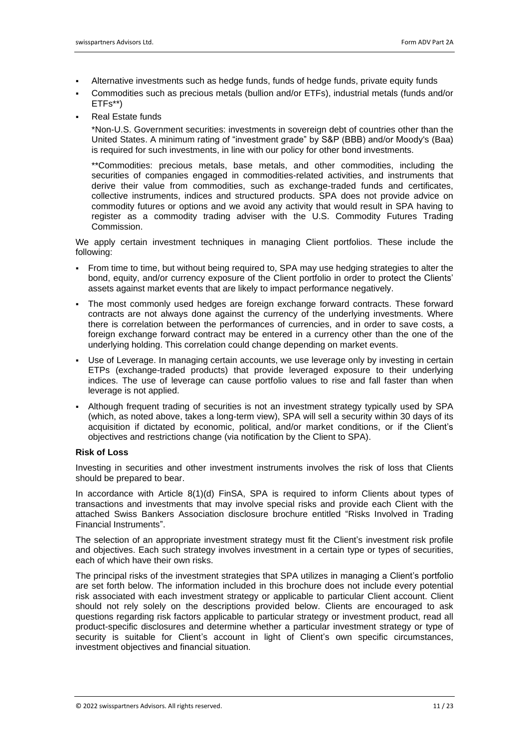- Alternative investments such as hedge funds, funds of hedge funds, private equity funds
- Commodities such as precious metals (bullion and/or ETFs), industrial metals (funds and/or ETFs**)
- Real Estate funds

  *Non-U.S. Government securities: investments in sovereign debt of countries other than the United States. A minimum rating of "investment grade" by S&P (BBB) and/or Moody's (Baa) is required for such investments, in line with our policy for other bond investments.

  **Commodities: precious metals, base metals, and other commodities, including the securities of companies engaged in commodities-related activities, and instruments that derive their value from commodities, such as exchange-traded funds and certificates, collective instruments, indices and structured products. SPA does not provide advice on commodity futures or options and we avoid any activity that would result in SPA having to register as a commodity trading adviser with the U.S. Commodity Futures Trading Commission.

We apply certain investment techniques in managing Client portfolios. These include the following:

- From time to time, but without being required to, SPA may use hedging strategies to alter the bond, equity, and/or currency exposure of the Client portfolio in order to protect the Clients' assets against market events that are likely to impact performance negatively.
- The most commonly used hedges are foreign exchange forward contracts. These forward contracts are not always done against the currency of the underlying investments. Where there is correlation between the performances of currencies, and in order to save costs, a foreign exchange forward contract may be entered in a currency other than the one of the underlying holding. This correlation could change depending on market events.
- Use of Leverage. In managing certain accounts, we use leverage only by investing in certain ETPs (exchange-traded products) that provide leveraged exposure to their underlying indices. The use of leverage can cause portfolio values to rise and fall faster than when leverage is not applied.
- Although frequent trading of securities is not an investment strategy typically used by SPA (which, as noted above, takes a long-term view), SPA will sell a security within 30 days of its acquisition if dictated by economic, political, and/or market conditions, or if the Client's objectives and restrictions change (via notification by the Client to SPA).

**Risk of Loss**

Investing in securities and other investment instruments involves the risk of loss that Clients should be prepared to bear.

In accordance with Article 8(1)(d) FinSA, SPA is required to inform Clients about types of transactions and investments that may involve special risks and provide each Client with the attached Swiss Bankers Association disclosure brochure entitled "Risks Involved in Trading Financial Instruments".

The selection of an appropriate investment strategy must fit the Client's investment risk profile and objectives. Each such strategy involves investment in a certain type or types of securities, each of which have their own risks.

The principal risks of the investment strategies that SPA utilizes in managing a Client's portfolio are set forth below. The information included in this brochure does not include every potential risk associated with each investment strategy or applicable to particular Client account. Client should not rely solely on the descriptions provided below. Clients are encouraged to ask questions regarding risk factors applicable to particular strategy or investment product, read all product-specific disclosures and determine whether a particular investment strategy or type of security is suitable for Client's account in light of Client's own specific circumstances, investment objectives and financial situation.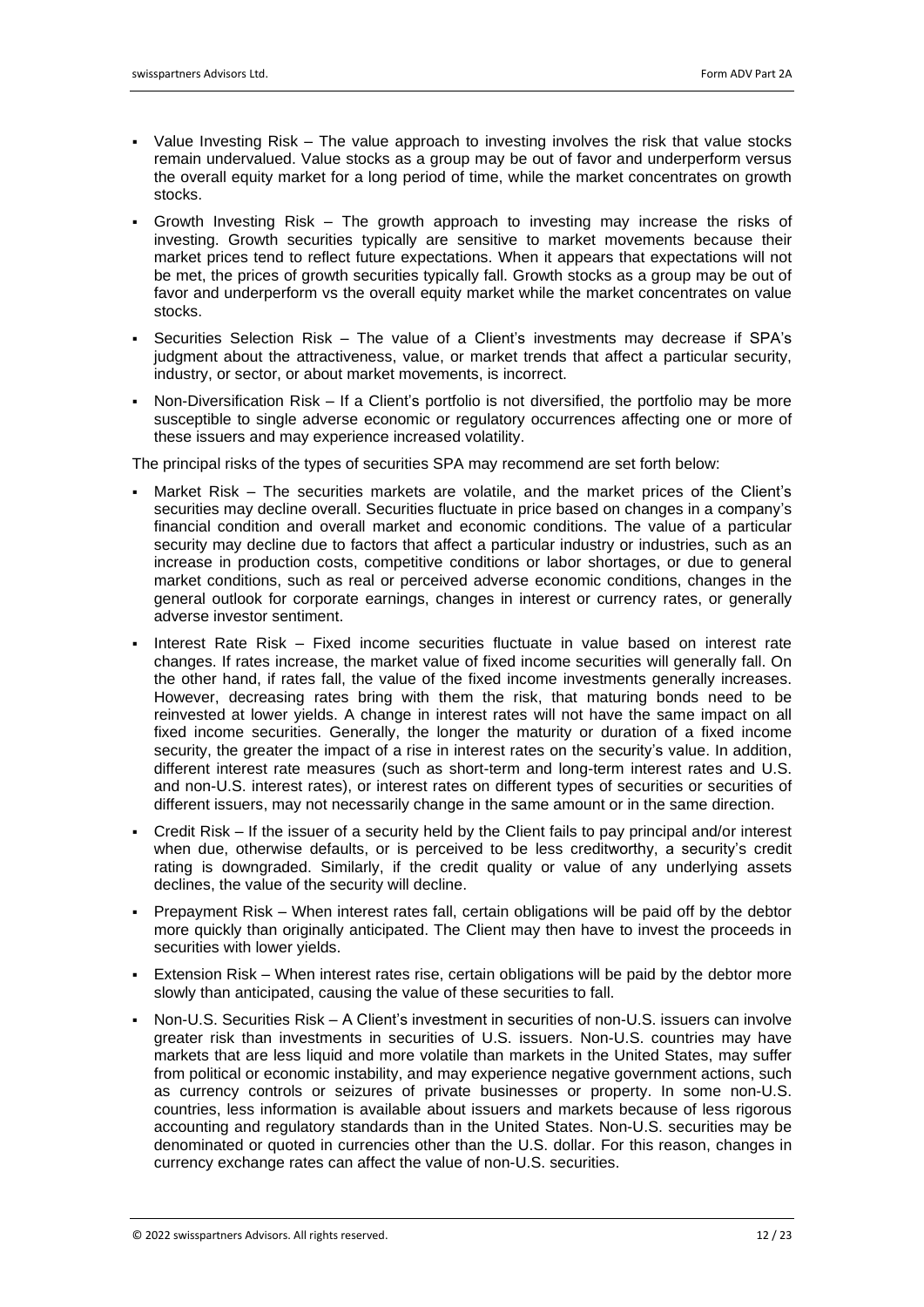- Value Investing Risk – The value approach to investing involves the risk that value stocks remain undervalued. Value stocks as a group may be out of favor and underperform versus the overall equity market for a long period of time, while the market concentrates on growth stocks.
- Growth Investing Risk – The growth approach to investing may increase the risks of investing. Growth securities typically are sensitive to market movements because their market prices tend to reflect future expectations. When it appears that expectations will not be met, the prices of growth securities typically fall. Growth stocks as a group may be out of favor and underperform vs the overall equity market while the market concentrates on value stocks.
- Securities Selection Risk – The value of a Client's investments may decrease if SPA's judgment about the attractiveness, value, or market trends that affect a particular security, industry, or sector, or about market movements, is incorrect.
- Non-Diversification Risk – If a Client's portfolio is not diversified, the portfolio may be more susceptible to single adverse economic or regulatory occurrences affecting one or more of these issuers and may experience increased volatility.

The principal risks of the types of securities SPA may recommend are set forth below:

- Market Risk – The securities markets are volatile, and the market prices of the Client's securities may decline overall. Securities fluctuate in price based on changes in a company's financial condition and overall market and economic conditions. The value of a particular security may decline due to factors that affect a particular industry or industries, such as an increase in production costs, competitive conditions or labor shortages, or due to general market conditions, such as real or perceived adverse economic conditions, changes in the general outlook for corporate earnings, changes in interest or currency rates, or generally adverse investor sentiment.
- Interest Rate Risk – Fixed income securities fluctuate in value based on interest rate changes. If rates increase, the market value of fixed income securities will generally fall. On the other hand, if rates fall, the value of the fixed income investments generally increases. However, decreasing rates bring with them the risk, that maturing bonds need to be reinvested at lower yields. A change in interest rates will not have the same impact on all fixed income securities. Generally, the longer the maturity or duration of a fixed income security, the greater the impact of a rise in interest rates on the security's value. In addition, different interest rate measures (such as short-term and long-term interest rates and U.S. and non-U.S. interest rates), or interest rates on different types of securities or securities of different issuers, may not necessarily change in the same amount or in the same direction.
- Credit Risk – If the issuer of a security held by the Client fails to pay principal and/or interest when due, otherwise defaults, or is perceived to be less creditworthy, a security's credit rating is downgraded. Similarly, if the credit quality or value of any underlying assets declines, the value of the security will decline.
- Prepayment Risk – When interest rates fall, certain obligations will be paid off by the debtor more quickly than originally anticipated. The Client may then have to invest the proceeds in securities with lower yields.
- Extension Risk – When interest rates rise, certain obligations will be paid by the debtor more slowly than anticipated, causing the value of these securities to fall.
- Non-U.S. Securities Risk – A Client's investment in securities of non-U.S. issuers can involve greater risk than investments in securities of U.S. issuers. Non-U.S. countries may have markets that are less liquid and more volatile than markets in the United States, may suffer from political or economic instability, and may experience negative government actions, such as currency controls or seizures of private businesses or property. In some non-U.S. countries, less information is available about issuers and markets because of less rigorous accounting and regulatory standards than in the United States. Non-U.S. securities may be denominated or quoted in currencies other than the U.S. dollar. For this reason, changes in currency exchange rates can affect the value of non-U.S. securities.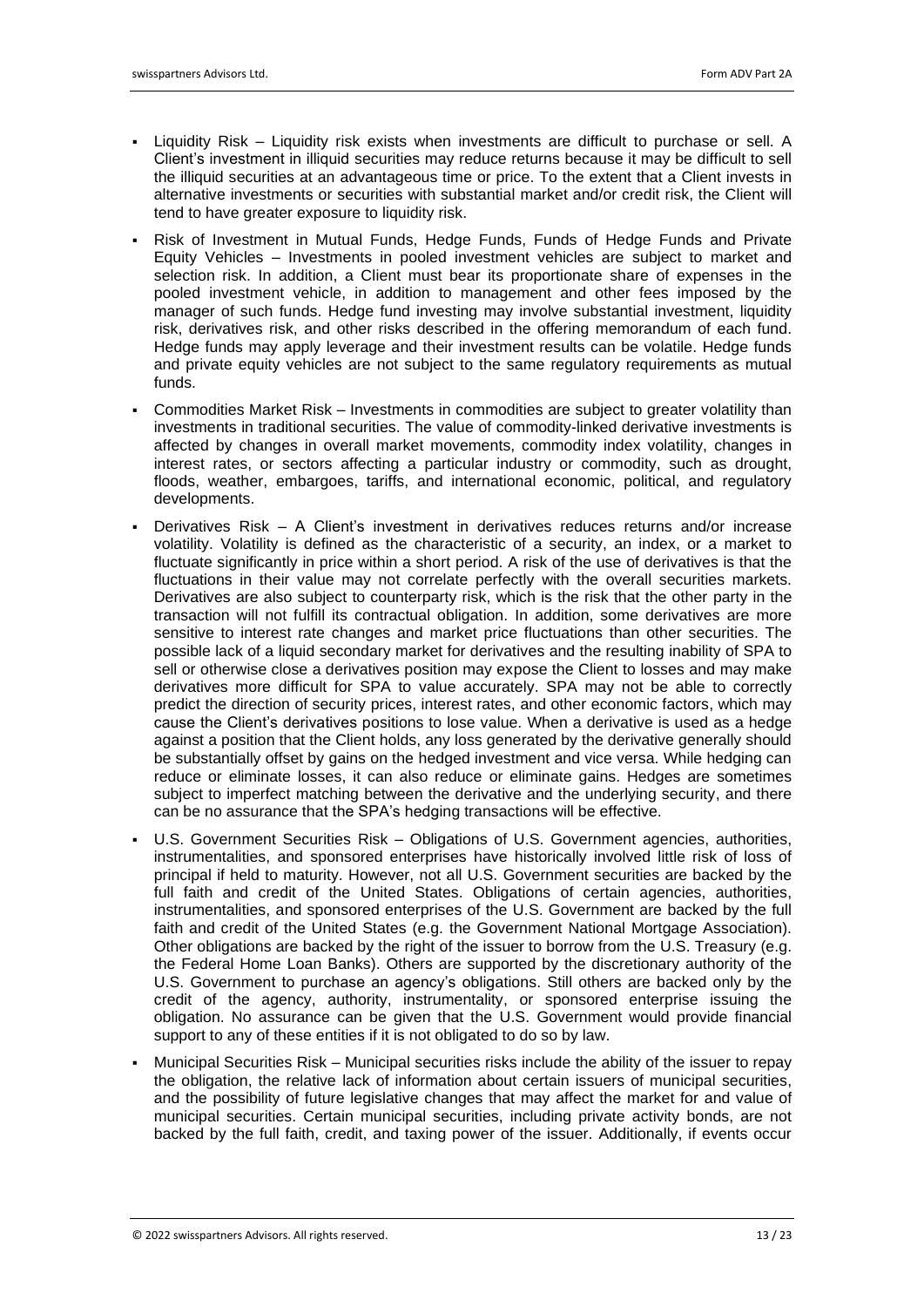- Liquidity Risk – Liquidity risk exists when investments are difficult to purchase or sell. A Client's investment in illiquid securities may reduce returns because it may be difficult to sell the illiquid securities at an advantageous time or price. To the extent that a Client invests in alternative investments or securities with substantial market and/or credit risk, the Client will tend to have greater exposure to liquidity risk.
- Risk of Investment in Mutual Funds, Hedge Funds, Funds of Hedge Funds and Private Equity Vehicles – Investments in pooled investment vehicles are subject to market and selection risk. In addition, a Client must bear its proportionate share of expenses in the pooled investment vehicle, in addition to management and other fees imposed by the manager of such funds. Hedge fund investing may involve substantial investment, liquidity risk, derivatives risk, and other risks described in the offering memorandum of each fund. Hedge funds may apply leverage and their investment results can be volatile. Hedge funds and private equity vehicles are not subject to the same regulatory requirements as mutual funds.
- Commodities Market Risk – Investments in commodities are subject to greater volatility than investments in traditional securities. The value of commodity-linked derivative investments is affected by changes in overall market movements, commodity index volatility, changes in interest rates, or sectors affecting a particular industry or commodity, such as drought, floods, weather, embargoes, tariffs, and international economic, political, and regulatory developments.
- Derivatives Risk – A Client's investment in derivatives reduces returns and/or increase volatility. Volatility is defined as the characteristic of a security, an index, or a market to fluctuate significantly in price within a short period. A risk of the use of derivatives is that the fluctuations in their value may not correlate perfectly with the overall securities markets. Derivatives are also subject to counterparty risk, which is the risk that the other party in the transaction will not fulfill its contractual obligation. In addition, some derivatives are more sensitive to interest rate changes and market price fluctuations than other securities. The possible lack of a liquid secondary market for derivatives and the resulting inability of SPA to sell or otherwise close a derivatives position may expose the Client to losses and may make derivatives more difficult for SPA to value accurately. SPA may not be able to correctly predict the direction of security prices, interest rates, and other economic factors, which may cause the Client's derivatives positions to lose value. When a derivative is used as a hedge against a position that the Client holds, any loss generated by the derivative generally should be substantially offset by gains on the hedged investment and vice versa. While hedging can reduce or eliminate losses, it can also reduce or eliminate gains. Hedges are sometimes subject to imperfect matching between the derivative and the underlying security, and there can be no assurance that the SPA's hedging transactions will be effective.
- U.S. Government Securities Risk – Obligations of U.S. Government agencies, authorities, instrumentalities, and sponsored enterprises have historically involved little risk of loss of principal if held to maturity. However, not all U.S. Government securities are backed by the full faith and credit of the United States. Obligations of certain agencies, authorities, instrumentalities, and sponsored enterprises of the U.S. Government are backed by the full faith and credit of the United States (e.g. the Government National Mortgage Association). Other obligations are backed by the right of the issuer to borrow from the U.S. Treasury (e.g. the Federal Home Loan Banks). Others are supported by the discretionary authority of the U.S. Government to purchase an agency's obligations. Still others are backed only by the credit of the agency, authority, instrumentality, or sponsored enterprise issuing the obligation. No assurance can be given that the U.S. Government would provide financial support to any of these entities if it is not obligated to do so by law.
- Municipal Securities Risk – Municipal securities risks include the ability of the issuer to repay the obligation, the relative lack of information about certain issuers of municipal securities, and the possibility of future legislative changes that may affect the market for and value of municipal securities. Certain municipal securities, including private activity bonds, are not backed by the full faith, credit, and taxing power of the issuer. Additionally, if events occur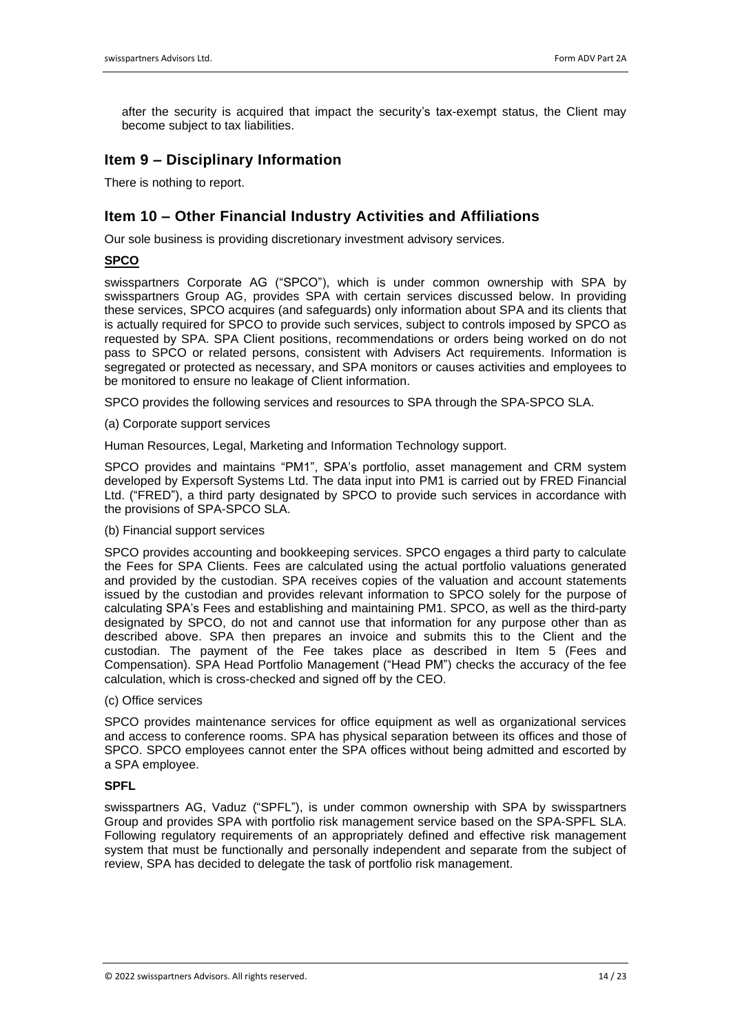after the security is acquired that impact the security's tax-exempt status, the Client may become subject to tax liabilities.

## Item 9 – Disciplinary Information

There is nothing to report.

## Item 10 – Other Financial Industry Activities and Affiliations

Our sole business is providing discretionary investment advisory services.

**SPCO**

swisspartners Corporate AG ("SPCO"), which is under common ownership with SPA by swisspartners Group AG, provides SPA with certain services discussed below. In providing these services, SPCO acquires (and safeguards) only information about SPA and its clients that is actually required for SPCO to provide such services, subject to controls imposed by SPCO as requested by SPA. SPA Client positions, recommendations or orders being worked on do not pass to SPCO or related persons, consistent with Advisers Act requirements. Information is segregated or protected as necessary, and SPA monitors or causes activities and employees to be monitored to ensure no leakage of Client information.

SPCO provides the following services and resources to SPA through the SPA-SPCO SLA.

(a) Corporate support services

Human Resources, Legal, Marketing and Information Technology support.

SPCO provides and maintains "PM1", SPA's portfolio, asset management and CRM system developed by Expersoft Systems Ltd. The data input into PM1 is carried out by FRED Financial Ltd. ("FRED"), a third party designated by SPCO to provide such services in accordance with the provisions of SPA-SPCO SLA.

(b) Financial support services

SPCO provides accounting and bookkeeping services. SPCO engages a third party to calculate the Fees for SPA Clients. Fees are calculated using the actual portfolio valuations generated and provided by the custodian. SPA receives copies of the valuation and account statements issued by the custodian and provides relevant information to SPCO solely for the purpose of calculating SPA's Fees and establishing and maintaining PM1. SPCO, as well as the third-party designated by SPCO, do not and cannot use that information for any purpose other than as described above. SPA then prepares an invoice and submits this to the Client and the custodian. The payment of the Fee takes place as described in Item 5 (Fees and Compensation). SPA Head Portfolio Management ("Head PM") checks the accuracy of the fee calculation, which is cross-checked and signed off by the CEO.

(c) Office services

SPCO provides maintenance services for office equipment as well as organizational services and access to conference rooms. SPA has physical separation between its offices and those of SPCO. SPCO employees cannot enter the SPA offices without being admitted and escorted by a SPA employee.

**SPFL**

swisspartners AG, Vaduz ("SPFL"), is under common ownership with SPA by swisspartners Group and provides SPA with portfolio risk management service based on the SPA-SPFL SLA. Following regulatory requirements of an appropriately defined and effective risk management system that must be functionally and personally independent and separate from the subject of review, SPA has decided to delegate the task of portfolio risk management.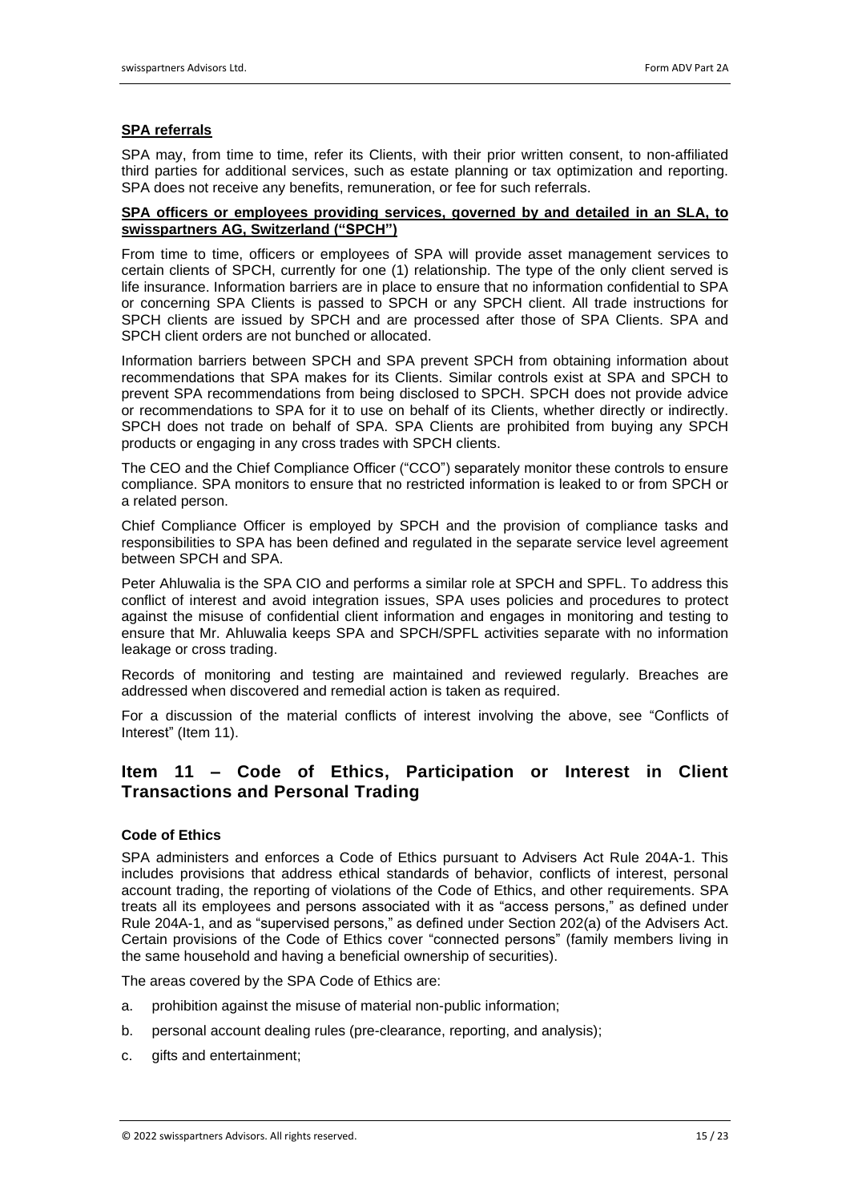**SPA referrals**

SPA may, from time to time, refer its Clients, with their prior written consent, to non-affiliated third parties for additional services, such as estate planning or tax optimization and reporting. SPA does not receive any benefits, remuneration, or fee for such referrals.

**SPA officers or employees providing services, governed by and detailed in an SLA, to swisspartners AG, Switzerland ("SPCH")**

From time to time, officers or employees of SPA will provide asset management services to certain clients of SPCH, currently for one (1) relationship. The type of the only client served is life insurance. Information barriers are in place to ensure that no information confidential to SPA or concerning SPA Clients is passed to SPCH or any SPCH client. All trade instructions for SPCH clients are issued by SPCH and are processed after those of SPA Clients. SPA and SPCH client orders are not bunched or allocated.

Information barriers between SPCH and SPA prevent SPCH from obtaining information about recommendations that SPA makes for its Clients. Similar controls exist at SPA and SPCH to prevent SPA recommendations from being disclosed to SPCH. SPCH does not provide advice or recommendations to SPA for it to use on behalf of its Clients, whether directly or indirectly. SPCH does not trade on behalf of SPA. SPA Clients are prohibited from buying any SPCH products or engaging in any cross trades with SPCH clients.

The CEO and the Chief Compliance Officer ("CCO") separately monitor these controls to ensure compliance. SPA monitors to ensure that no restricted information is leaked to or from SPCH or a related person.

Chief Compliance Officer is employed by SPCH and the provision of compliance tasks and responsibilities to SPA has been defined and regulated in the separate service level agreement between SPCH and SPA.

Peter Ahluwalia is the SPA CIO and performs a similar role at SPCH and SPFL. To address this conflict of interest and avoid integration issues, SPA uses policies and procedures to protect against the misuse of confidential client information and engages in monitoring and testing to ensure that Mr. Ahluwalia keeps SPA and SPCH/SPFL activities separate with no information leakage or cross trading.

Records of monitoring and testing are maintained and reviewed regularly. Breaches are addressed when discovered and remedial action is taken as required.

For a discussion of the material conflicts of interest involving the above, see "Conflicts of Interest" (Item 11).

## Item 11 – Code of Ethics, Participation or Interest in Client Transactions and Personal Trading

### Code of Ethics

SPA administers and enforces a Code of Ethics pursuant to Advisers Act Rule 204A-1. This includes provisions that address ethical standards of behavior, conflicts of interest, personal account trading, the reporting of violations of the Code of Ethics, and other requirements. SPA treats all its employees and persons associated with it as "access persons," as defined under Rule 204A-1, and as "supervised persons," as defined under Section 202(a) of the Advisers Act. Certain provisions of the Code of Ethics cover "connected persons" (family members living in the same household and having a beneficial ownership of securities).

The areas covered by the SPA Code of Ethics are:

a. prohibition against the misuse of material non-public information;

b. personal account dealing rules (pre-clearance, reporting, and analysis);

c. gifts and entertainment;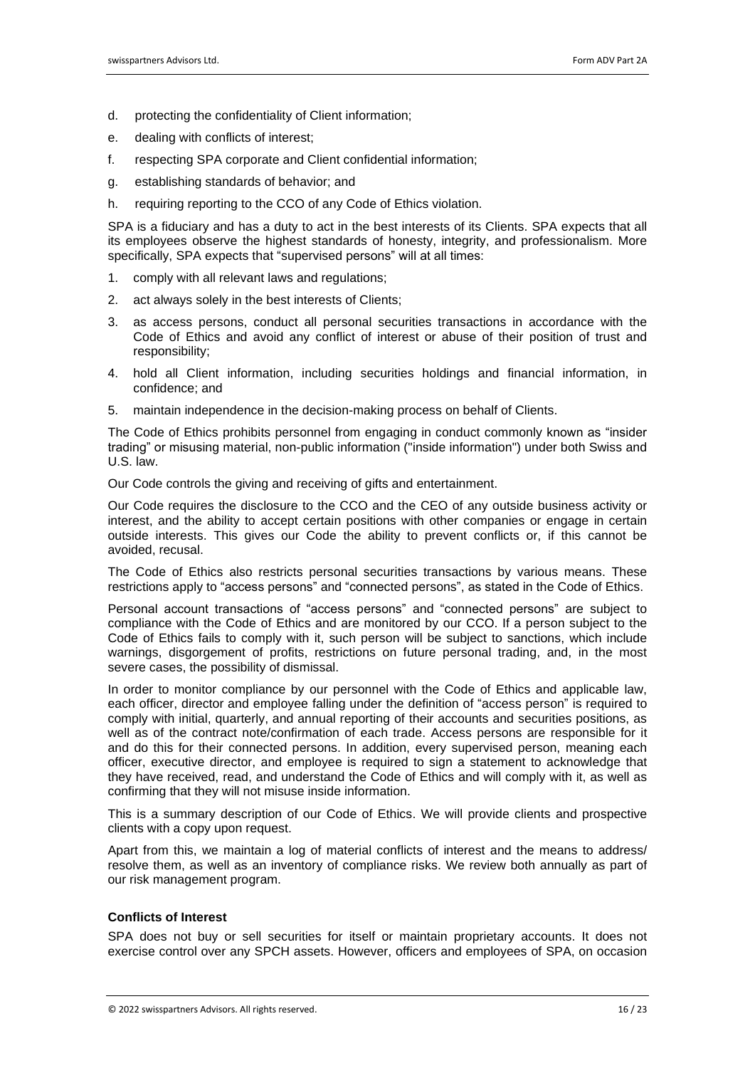d. protecting the confidentiality of Client information;

e. dealing with conflicts of interest;

f. respecting SPA corporate and Client confidential information;

g. establishing standards of behavior; and

h. requiring reporting to the CCO of any Code of Ethics violation.

SPA is a fiduciary and has a duty to act in the best interests of its Clients. SPA expects that all its employees observe the highest standards of honesty, integrity, and professionalism. More specifically, SPA expects that "supervised persons" will at all times:

1. comply with all relevant laws and regulations;
2. act always solely in the best interests of Clients;
3. as access persons, conduct all personal securities transactions in accordance with the Code of Ethics and avoid any conflict of interest or abuse of their position of trust and responsibility;
4. hold all Client information, including securities holdings and financial information, in confidence; and
5. maintain independence in the decision-making process on behalf of Clients.

The Code of Ethics prohibits personnel from engaging in conduct commonly known as "insider trading" or misusing material, non-public information ("inside information") under both Swiss and U.S. law.

Our Code controls the giving and receiving of gifts and entertainment.

Our Code requires the disclosure to the CCO and the CEO of any outside business activity or interest, and the ability to accept certain positions with other companies or engage in certain outside interests. This gives our Code the ability to prevent conflicts or, if this cannot be avoided, recusal.

The Code of Ethics also restricts personal securities transactions by various means. These restrictions apply to "access persons" and "connected persons", as stated in the Code of Ethics.

Personal account transactions of "access persons" and "connected persons" are subject to compliance with the Code of Ethics and are monitored by our CCO. If a person subject to the Code of Ethics fails to comply with it, such person will be subject to sanctions, which include warnings, disgorgement of profits, restrictions on future personal trading, and, in the most severe cases, the possibility of dismissal.

In order to monitor compliance by our personnel with the Code of Ethics and applicable law, each officer, director and employee falling under the definition of "access person" is required to comply with initial, quarterly, and annual reporting of their accounts and securities positions, as well as of the contract note/confirmation of each trade. Access persons are responsible for it and do this for their connected persons. In addition, every supervised person, meaning each officer, executive director, and employee is required to sign a statement to acknowledge that they have received, read, and understand the Code of Ethics and will comply with it, as well as confirming that they will not misuse inside information.

This is a summary description of our Code of Ethics. We will provide clients and prospective clients with a copy upon request.

Apart from this, we maintain a log of material conflicts of interest and the means to address/ resolve them, as well as an inventory of compliance risks. We review both annually as part of our risk management program.

**Conflicts of Interest**

SPA does not buy or sell securities for itself or maintain proprietary accounts. It does not exercise control over any SPCH assets. However, officers and employees of SPA, on occasion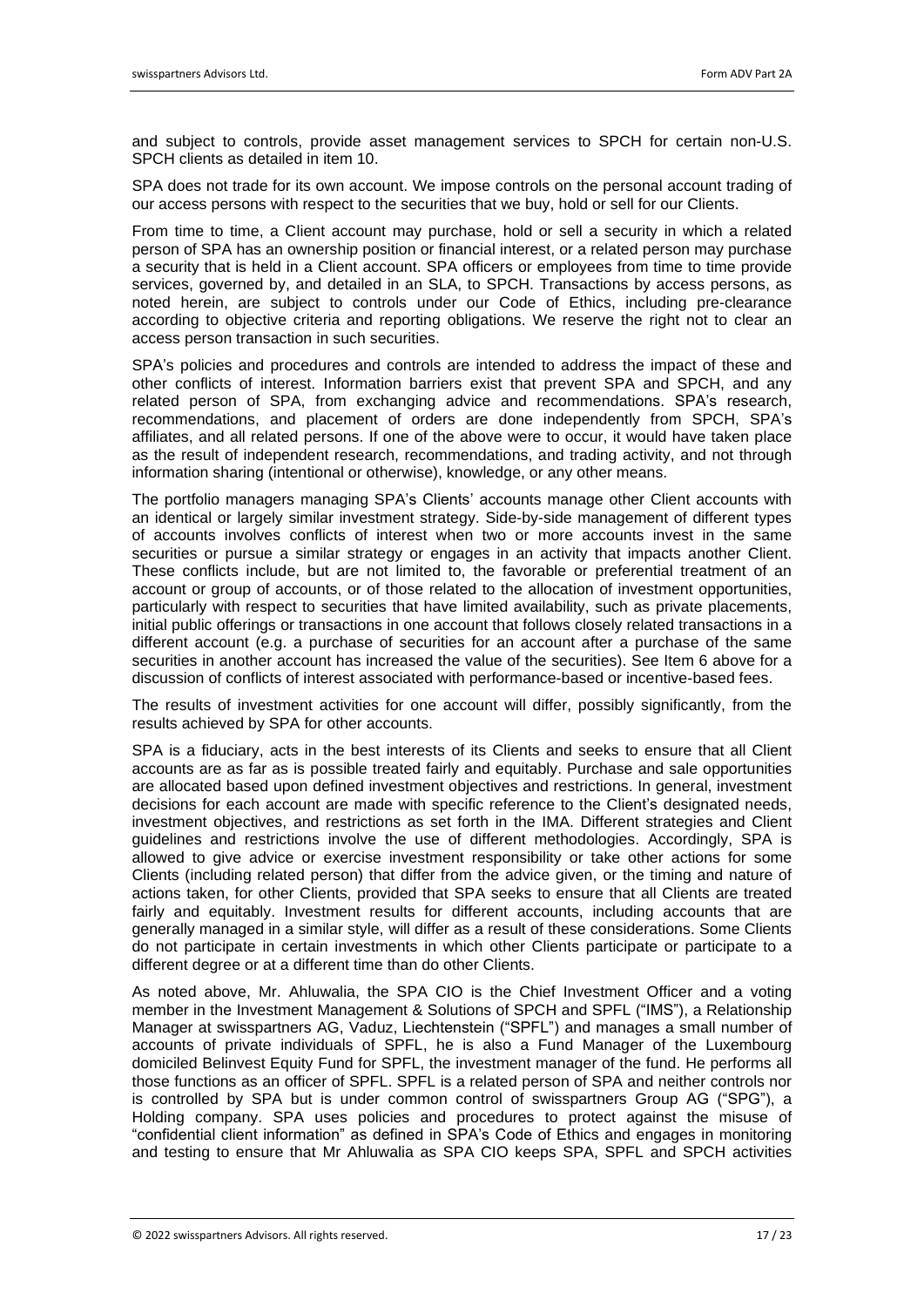and subject to controls, provide asset management services to SPCH for certain non-U.S. SPCH clients as detailed in item 10.

SPA does not trade for its own account. We impose controls on the personal account trading of our access persons with respect to the securities that we buy, hold or sell for our Clients.

From time to time, a Client account may purchase, hold or sell a security in which a related person of SPA has an ownership position or financial interest, or a related person may purchase a security that is held in a Client account. SPA officers or employees from time to time provide services, governed by, and detailed in an SLA, to SPCH. Transactions by access persons, as noted herein, are subject to controls under our Code of Ethics, including pre-clearance according to objective criteria and reporting obligations. We reserve the right not to clear an access person transaction in such securities.

SPA's policies and procedures and controls are intended to address the impact of these and other conflicts of interest. Information barriers exist that prevent SPA and SPCH, and any related person of SPA, from exchanging advice and recommendations. SPA's research, recommendations, and placement of orders are done independently from SPCH, SPA's affiliates, and all related persons. If one of the above were to occur, it would have taken place as the result of independent research, recommendations, and trading activity, and not through information sharing (intentional or otherwise), knowledge, or any other means.

The portfolio managers managing SPA's Clients' accounts manage other Client accounts with an identical or largely similar investment strategy. Side-by-side management of different types of accounts involves conflicts of interest when two or more accounts invest in the same securities or pursue a similar strategy or engages in an activity that impacts another Client. These conflicts include, but are not limited to, the favorable or preferential treatment of an account or group of accounts, or of those related to the allocation of investment opportunities, particularly with respect to securities that have limited availability, such as private placements, initial public offerings or transactions in one account that follows closely related transactions in a different account (e.g. a purchase of securities for an account after a purchase of the same securities in another account has increased the value of the securities). See Item 6 above for a discussion of conflicts of interest associated with performance-based or incentive-based fees.

The results of investment activities for one account will differ, possibly significantly, from the results achieved by SPA for other accounts.

SPA is a fiduciary, acts in the best interests of its Clients and seeks to ensure that all Client accounts are as far as is possible treated fairly and equitably. Purchase and sale opportunities are allocated based upon defined investment objectives and restrictions. In general, investment decisions for each account are made with specific reference to the Client's designated needs, investment objectives, and restrictions as set forth in the IMA. Different strategies and Client guidelines and restrictions involve the use of different methodologies. Accordingly, SPA is allowed to give advice or exercise investment responsibility or take other actions for some Clients (including related person) that differ from the advice given, or the timing and nature of actions taken, for other Clients, provided that SPA seeks to ensure that all Clients are treated fairly and equitably. Investment results for different accounts, including accounts that are generally managed in a similar style, will differ as a result of these considerations. Some Clients do not participate in certain investments in which other Clients participate or participate to a different degree or at a different time than do other Clients.

As noted above, Mr. Ahluwalia, the SPA CIO is the Chief Investment Officer and a voting member in the Investment Management & Solutions of SPCH and SPFL ("IMS"), a Relationship Manager at swisspartners AG, Vaduz, Liechtenstein ("SPFL") and manages a small number of accounts of private individuals of SPFL, he is also a Fund Manager of the Luxembourg domiciled Belinvest Equity Fund for SPFL, the investment manager of the fund. He performs all those functions as an officer of SPFL. SPFL is a related person of SPA and neither controls nor is controlled by SPA but is under common control of swisspartners Group AG ("SPG"), a Holding company. SPA uses policies and procedures to protect against the misuse of "confidential client information" as defined in SPA's Code of Ethics and engages in monitoring and testing to ensure that Mr Ahluwalia as SPA CIO keeps SPA, SPFL and SPCH activities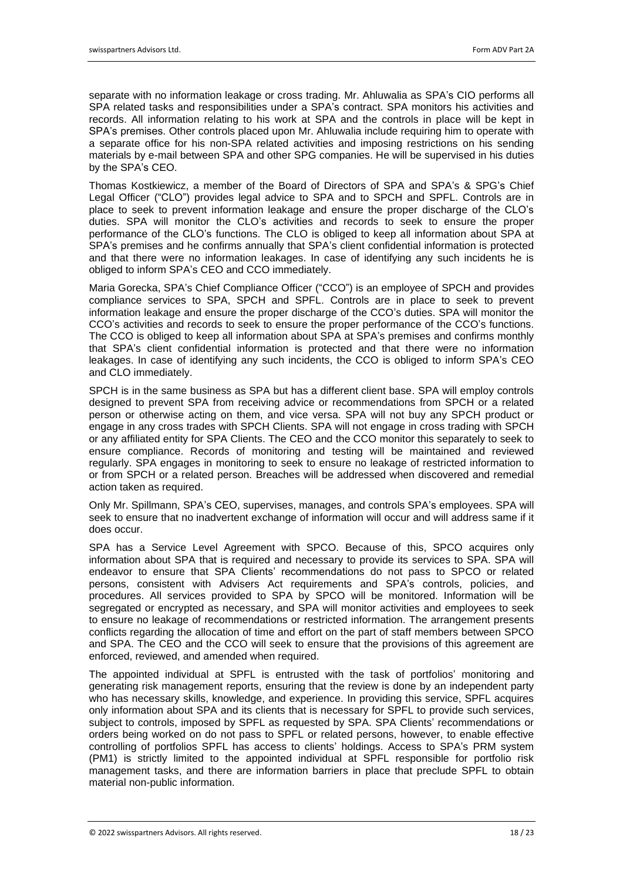separate with no information leakage or cross trading. Mr. Ahluwalia as SPA's CIO performs all SPA related tasks and responsibilities under a SPA's contract. SPA monitors his activities and records. All information relating to his work at SPA and the controls in place will be kept in SPA's premises. Other controls placed upon Mr. Ahluwalia include requiring him to operate with a separate office for his non-SPA related activities and imposing restrictions on his sending materials by e-mail between SPA and other SPG companies. He will be supervised in his duties by the SPA's CEO.

Thomas Kostkiewicz, a member of the Board of Directors of SPA and SPA's & SPG's Chief Legal Officer ("CLO") provides legal advice to SPA and to SPCH and SPFL. Controls are in place to seek to prevent information leakage and ensure the proper discharge of the CLO's duties. SPA will monitor the CLO's activities and records to seek to ensure the proper performance of the CLO's functions. The CLO is obliged to keep all information about SPA at SPA's premises and he confirms annually that SPA's client confidential information is protected and that there were no information leakages. In case of identifying any such incidents he is obliged to inform SPA's CEO and CCO immediately.

Maria Gorecka, SPA's Chief Compliance Officer ("CCO") is an employee of SPCH and provides compliance services to SPA, SPCH and SPFL. Controls are in place to seek to prevent information leakage and ensure the proper discharge of the CCO's duties. SPA will monitor the CCO's activities and records to seek to ensure the proper performance of the CCO's functions. The CCO is obliged to keep all information about SPA at SPA's premises and confirms monthly that SPA's client confidential information is protected and that there were no information leakages. In case of identifying any such incidents, the CCO is obliged to inform SPA's CEO and CLO immediately.

SPCH is in the same business as SPA but has a different client base. SPA will employ controls designed to prevent SPA from receiving advice or recommendations from SPCH or a related person or otherwise acting on them, and vice versa. SPA will not buy any SPCH product or engage in any cross trades with SPCH Clients. SPA will not engage in cross trading with SPCH or any affiliated entity for SPA Clients. The CEO and the CCO monitor this separately to seek to ensure compliance. Records of monitoring and testing will be maintained and reviewed regularly. SPA engages in monitoring to seek to ensure no leakage of restricted information to or from SPCH or a related person. Breaches will be addressed when discovered and remedial action taken as required.

Only Mr. Spillmann, SPA's CEO, supervises, manages, and controls SPA's employees. SPA will seek to ensure that no inadvertent exchange of information will occur and will address same if it does occur.

SPA has a Service Level Agreement with SPCO. Because of this, SPCO acquires only information about SPA that is required and necessary to provide its services to SPA. SPA will endeavor to ensure that SPA Clients' recommendations do not pass to SPCO or related persons, consistent with Advisers Act requirements and SPA's controls, policies, and procedures. All services provided to SPA by SPCO will be monitored. Information will be segregated or encrypted as necessary, and SPA will monitor activities and employees to seek to ensure no leakage of recommendations or restricted information. The arrangement presents conflicts regarding the allocation of time and effort on the part of staff members between SPCO and SPA. The CEO and the CCO will seek to ensure that the provisions of this agreement are enforced, reviewed, and amended when required.

The appointed individual at SPFL is entrusted with the task of portfolios' monitoring and generating risk management reports, ensuring that the review is done by an independent party who has necessary skills, knowledge, and experience. In providing this service, SPFL acquires only information about SPA and its clients that is necessary for SPFL to provide such services, subject to controls, imposed by SPFL as requested by SPA. SPA Clients' recommendations or orders being worked on do not pass to SPFL or related persons, however, to enable effective controlling of portfolios SPFL has access to clients' holdings. Access to SPA's PRM system (PM1) is strictly limited to the appointed individual at SPFL responsible for portfolio risk management tasks, and there are information barriers in place that preclude SPFL to obtain material non-public information.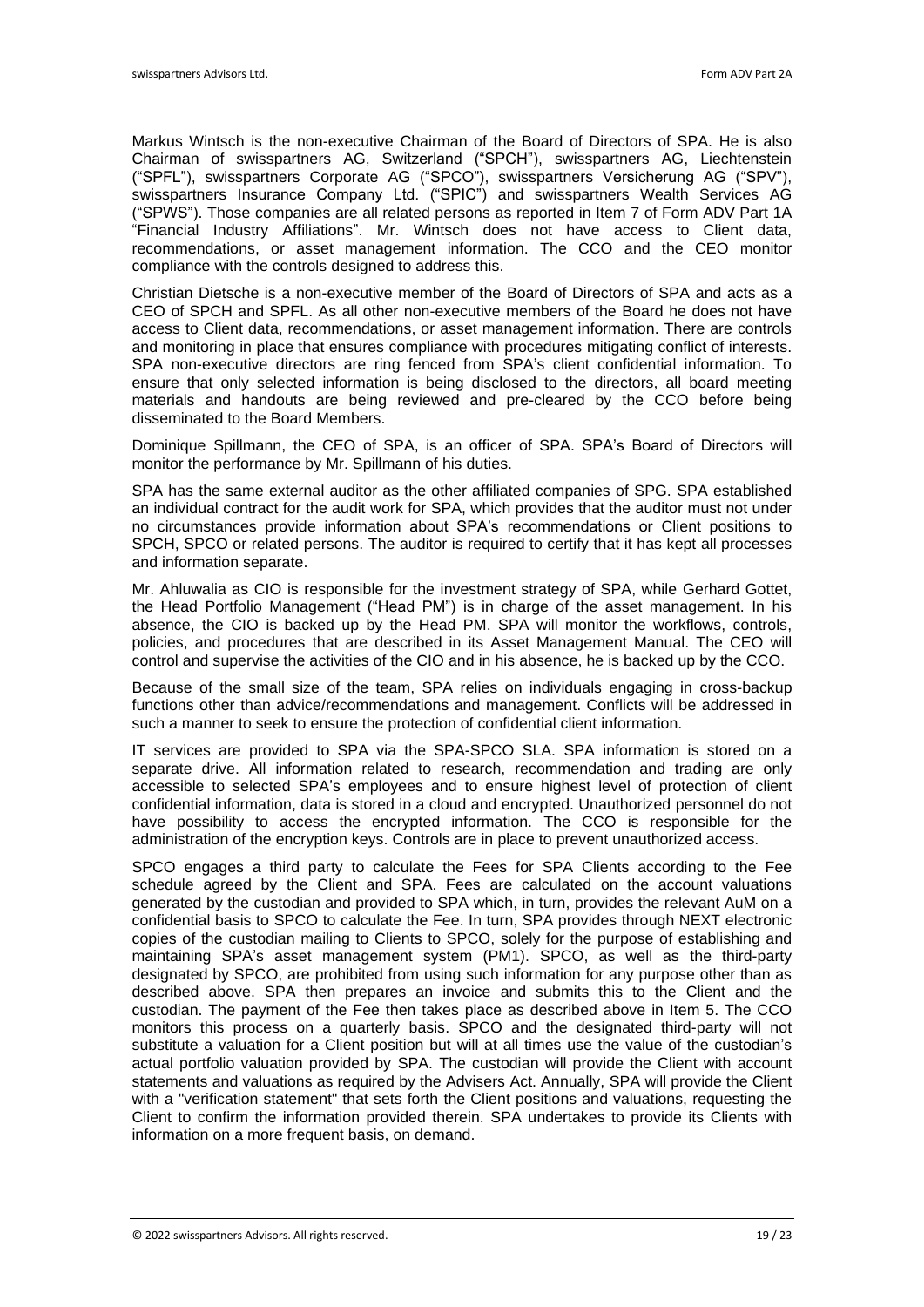Markus Wintsch is the non-executive Chairman of the Board of Directors of SPA. He is also Chairman of swisspartners AG, Switzerland ("SPCH"), swisspartners AG, Liechtenstein ("SPFL"), swisspartners Corporate AG ("SPCO"), swisspartners Versicherung AG ("SPV"), swisspartners Insurance Company Ltd. ("SPIC") and swisspartners Wealth Services AG ("SPWS"). Those companies are all related persons as reported in Item 7 of Form ADV Part 1A "Financial Industry Affiliations". Mr. Wintsch does not have access to Client data, recommendations, or asset management information. The CCO and the CEO monitor compliance with the controls designed to address this.

Christian Dietsche is a non-executive member of the Board of Directors of SPA and acts as a CEO of SPCH and SPFL. As all other non-executive members of the Board he does not have access to Client data, recommendations, or asset management information. There are controls and monitoring in place that ensures compliance with procedures mitigating conflict of interests. SPA non-executive directors are ring fenced from SPA's client confidential information. To ensure that only selected information is being disclosed to the directors, all board meeting materials and handouts are being reviewed and pre-cleared by the CCO before being disseminated to the Board Members.

Dominique Spillmann, the CEO of SPA, is an officer of SPA. SPA's Board of Directors will monitor the performance by Mr. Spillmann of his duties.

SPA has the same external auditor as the other affiliated companies of SPG. SPA established an individual contract for the audit work for SPA, which provides that the auditor must not under no circumstances provide information about SPA's recommendations or Client positions to SPCH, SPCO or related persons. The auditor is required to certify that it has kept all processes and information separate.

Mr. Ahluwalia as CIO is responsible for the investment strategy of SPA, while Gerhard Gottet, the Head Portfolio Management ("Head PM") is in charge of the asset management. In his absence, the CIO is backed up by the Head PM. SPA will monitor the workflows, controls, policies, and procedures that are described in its Asset Management Manual. The CEO will control and supervise the activities of the CIO and in his absence, he is backed up by the CCO.

Because of the small size of the team, SPA relies on individuals engaging in cross-backup functions other than advice/recommendations and management. Conflicts will be addressed in such a manner to seek to ensure the protection of confidential client information.

IT services are provided to SPA via the SPA-SPCO SLA. SPA information is stored on a separate drive. All information related to research, recommendation and trading are only accessible to selected SPA's employees and to ensure highest level of protection of client confidential information, data is stored in a cloud and encrypted. Unauthorized personnel do not have possibility to access the encrypted information. The CCO is responsible for the administration of the encryption keys. Controls are in place to prevent unauthorized access.

SPCO engages a third party to calculate the Fees for SPA Clients according to the Fee schedule agreed by the Client and SPA. Fees are calculated on the account valuations generated by the custodian and provided to SPA which, in turn, provides the relevant AuM on a confidential basis to SPCO to calculate the Fee. In turn, SPA provides through NEXT electronic copies of the custodian mailing to Clients to SPCO, solely for the purpose of establishing and maintaining SPA's asset management system (PM1). SPCO, as well as the third-party designated by SPCO, are prohibited from using such information for any purpose other than as described above. SPA then prepares an invoice and submits this to the Client and the custodian. The payment of the Fee then takes place as described above in Item 5. The CCO monitors this process on a quarterly basis. SPCO and the designated third-party will not substitute a valuation for a Client position but will at all times use the value of the custodian's actual portfolio valuation provided by SPA. The custodian will provide the Client with account statements and valuations as required by the Advisers Act. Annually, SPA will provide the Client with a "verification statement" that sets forth the Client positions and valuations, requesting the Client to confirm the information provided therein. SPA undertakes to provide its Clients with information on a more frequent basis, on demand.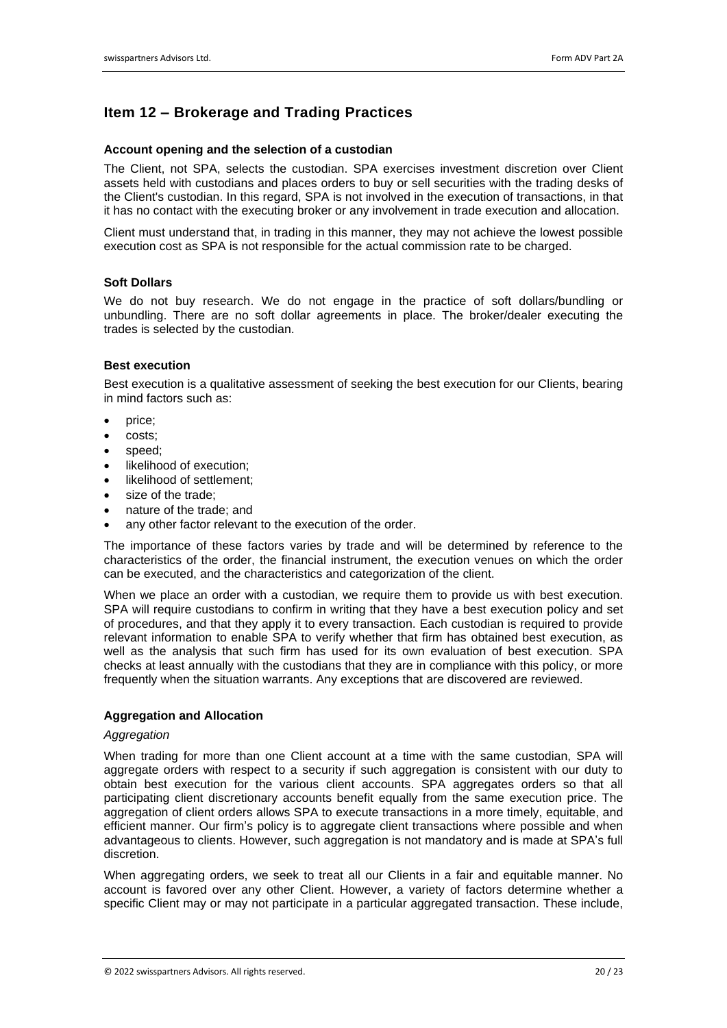## Item 12 – Brokerage and Trading Practices

### Account opening and the selection of a custodian

The Client, not SPA, selects the custodian. SPA exercises investment discretion over Client assets held with custodians and places orders to buy or sell securities with the trading desks of the Client's custodian. In this regard, SPA is not involved in the execution of transactions, in that it has no contact with the executing broker or any involvement in trade execution and allocation.

Client must understand that, in trading in this manner, they may not achieve the lowest possible execution cost as SPA is not responsible for the actual commission rate to be charged.

### Soft Dollars

We do not buy research. We do not engage in the practice of soft dollars/bundling or unbundling. There are no soft dollar agreements in place. The broker/dealer executing the trades is selected by the custodian.

### Best execution

Best execution is a qualitative assessment of seeking the best execution for our Clients, bearing in mind factors such as:

- price;
- costs;
- speed;
- likelihood of execution;
- likelihood of settlement;
- size of the trade;
- nature of the trade; and
- any other factor relevant to the execution of the order.

The importance of these factors varies by trade and will be determined by reference to the characteristics of the order, the financial instrument, the execution venues on which the order can be executed, and the characteristics and categorization of the client.

When we place an order with a custodian, we require them to provide us with best execution. SPA will require custodians to confirm in writing that they have a best execution policy and set of procedures, and that they apply it to every transaction. Each custodian is required to provide relevant information to enable SPA to verify whether that firm has obtained best execution, as well as the analysis that such firm has used for its own evaluation of best execution. SPA checks at least annually with the custodians that they are in compliance with this policy, or more frequently when the situation warrants. Any exceptions that are discovered are reviewed.

### Aggregation and Allocation

*Aggregation*

When trading for more than one Client account at a time with the same custodian, SPA will aggregate orders with respect to a security if such aggregation is consistent with our duty to obtain best execution for the various client accounts. SPA aggregates orders so that all participating client discretionary accounts benefit equally from the same execution price. The aggregation of client orders allows SPA to execute transactions in a more timely, equitable, and efficient manner. Our firm's policy is to aggregate client transactions where possible and when advantageous to clients. However, such aggregation is not mandatory and is made at SPA's full discretion.

When aggregating orders, we seek to treat all our Clients in a fair and equitable manner. No account is favored over any other Client. However, a variety of factors determine whether a specific Client may or may not participate in a particular aggregated transaction. These include,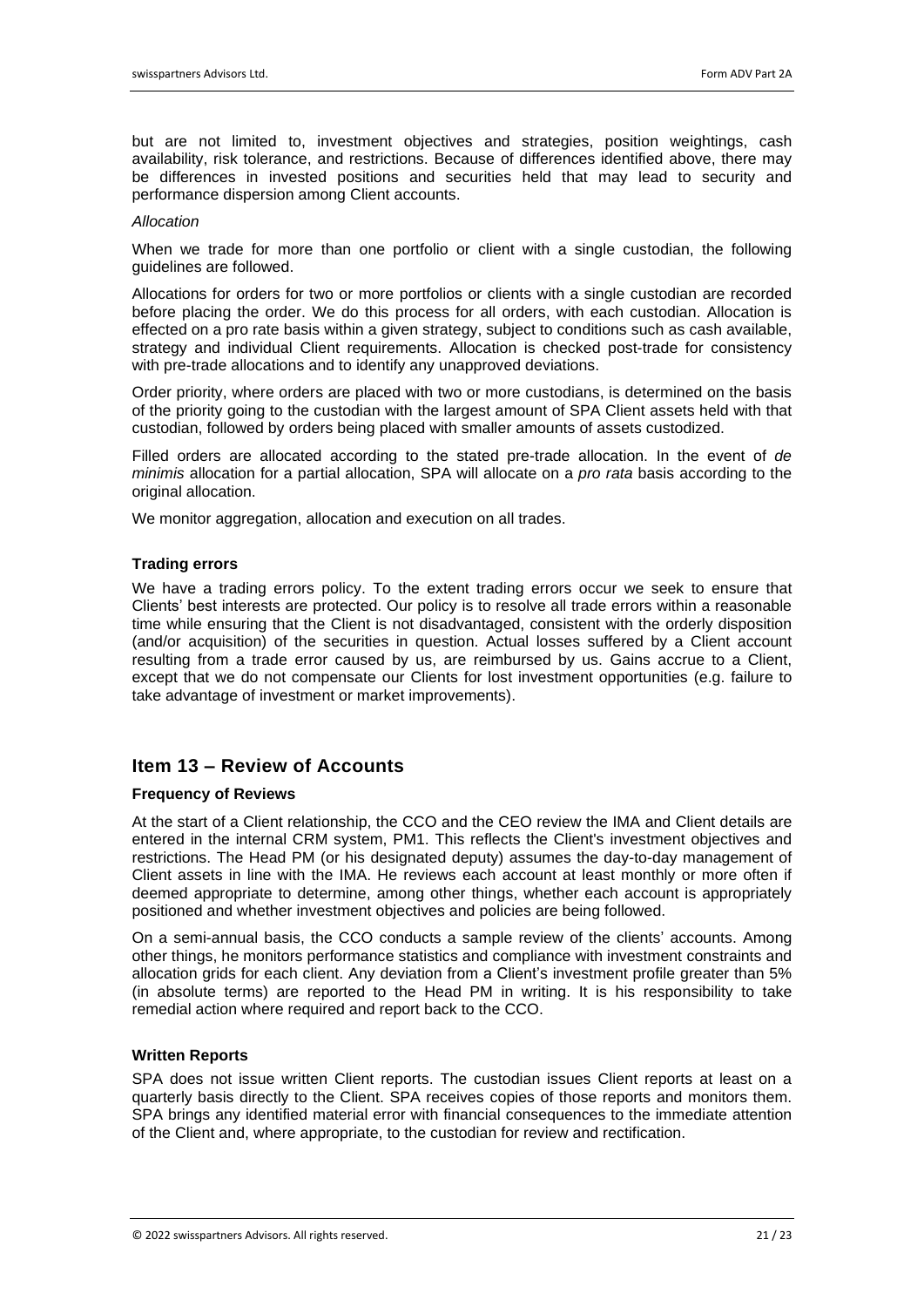but are not limited to, investment objectives and strategies, position weightings, cash availability, risk tolerance, and restrictions. Because of differences identified above, there may be differences in invested positions and securities held that may lead to security and performance dispersion among Client accounts.

*Allocation*

When we trade for more than one portfolio or client with a single custodian, the following guidelines are followed.

Allocations for orders for two or more portfolios or clients with a single custodian are recorded before placing the order. We do this process for all orders, with each custodian. Allocation is effected on a pro rate basis within a given strategy, subject to conditions such as cash available, strategy and individual Client requirements. Allocation is checked post-trade for consistency with pre-trade allocations and to identify any unapproved deviations.

Order priority, where orders are placed with two or more custodians, is determined on the basis of the priority going to the custodian with the largest amount of SPA Client assets held with that custodian, followed by orders being placed with smaller amounts of assets custodized.

Filled orders are allocated according to the stated pre-trade allocation. In the event of *de minimis* allocation for a partial allocation, SPA will allocate on a *pro rata* basis according to the original allocation.

We monitor aggregation, allocation and execution on all trades.

**Trading errors**

We have a trading errors policy. To the extent trading errors occur we seek to ensure that Clients' best interests are protected. Our policy is to resolve all trade errors within a reasonable time while ensuring that the Client is not disadvantaged, consistent with the orderly disposition (and/or acquisition) of the securities in question. Actual losses suffered by a Client account resulting from a trade error caused by us, are reimbursed by us. Gains accrue to a Client, except that we do not compensate our Clients for lost investment opportunities (e.g. failure to take advantage of investment or market improvements).

## Item 13 – Review of Accounts

**Frequency of Reviews**

At the start of a Client relationship, the CCO and the CEO review the IMA and Client details are entered in the internal CRM system, PM1. This reflects the Client's investment objectives and restrictions. The Head PM (or his designated deputy) assumes the day-to-day management of Client assets in line with the IMA. He reviews each account at least monthly or more often if deemed appropriate to determine, among other things, whether each account is appropriately positioned and whether investment objectives and policies are being followed.

On a semi-annual basis, the CCO conducts a sample review of the clients' accounts. Among other things, he monitors performance statistics and compliance with investment constraints and allocation grids for each client. Any deviation from a Client's investment profile greater than 5% (in absolute terms) are reported to the Head PM in writing. It is his responsibility to take remedial action where required and report back to the CCO.

**Written Reports**

SPA does not issue written Client reports. The custodian issues Client reports at least on a quarterly basis directly to the Client. SPA receives copies of those reports and monitors them. SPA brings any identified material error with financial consequences to the immediate attention of the Client and, where appropriate, to the custodian for review and rectification.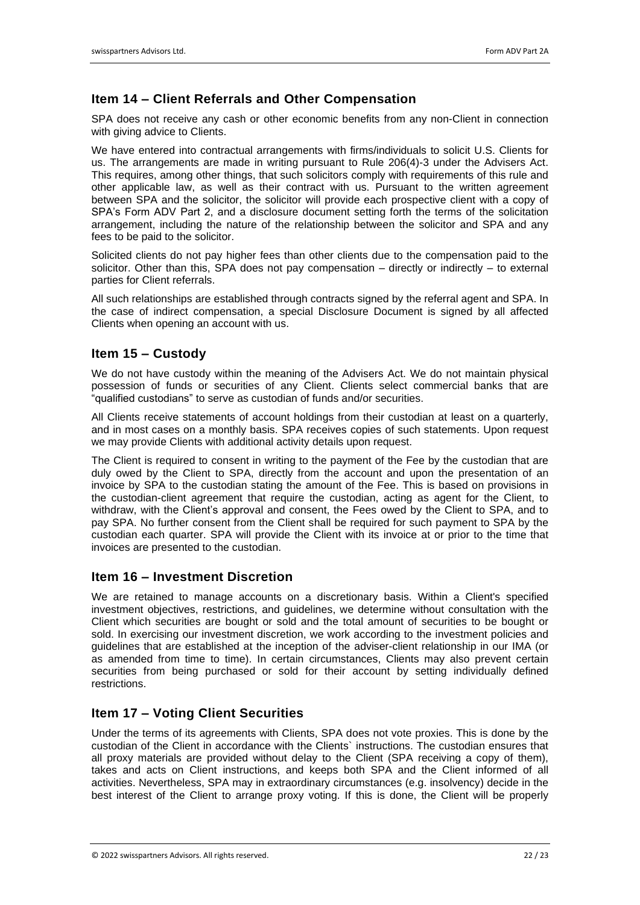## Item 14 – Client Referrals and Other Compensation

SPA does not receive any cash or other economic benefits from any non-Client in connection with giving advice to Clients.

We have entered into contractual arrangements with firms/individuals to solicit U.S. Clients for us. The arrangements are made in writing pursuant to Rule 206(4)-3 under the Advisers Act. This requires, among other things, that such solicitors comply with requirements of this rule and other applicable law, as well as their contract with us. Pursuant to the written agreement between SPA and the solicitor, the solicitor will provide each prospective client with a copy of SPA's Form ADV Part 2, and a disclosure document setting forth the terms of the solicitation arrangement, including the nature of the relationship between the solicitor and SPA and any fees to be paid to the solicitor.

Solicited clients do not pay higher fees than other clients due to the compensation paid to the solicitor. Other than this, SPA does not pay compensation – directly or indirectly – to external parties for Client referrals.

All such relationships are established through contracts signed by the referral agent and SPA. In the case of indirect compensation, a special Disclosure Document is signed by all affected Clients when opening an account with us.

## Item 15 – Custody

We do not have custody within the meaning of the Advisers Act. We do not maintain physical possession of funds or securities of any Client. Clients select commercial banks that are "qualified custodians" to serve as custodian of funds and/or securities.

All Clients receive statements of account holdings from their custodian at least on a quarterly, and in most cases on a monthly basis. SPA receives copies of such statements. Upon request we may provide Clients with additional activity details upon request.

The Client is required to consent in writing to the payment of the Fee by the custodian that are duly owed by the Client to SPA, directly from the account and upon the presentation of an invoice by SPA to the custodian stating the amount of the Fee. This is based on provisions in the custodian-client agreement that require the custodian, acting as agent for the Client, to withdraw, with the Client's approval and consent, the Fees owed by the Client to SPA, and to pay SPA. No further consent from the Client shall be required for such payment to SPA by the custodian each quarter. SPA will provide the Client with its invoice at or prior to the time that invoices are presented to the custodian.

## Item 16 – Investment Discretion

We are retained to manage accounts on a discretionary basis. Within a Client's specified investment objectives, restrictions, and guidelines, we determine without consultation with the Client which securities are bought or sold and the total amount of securities to be bought or sold. In exercising our investment discretion, we work according to the investment policies and guidelines that are established at the inception of the adviser-client relationship in our IMA (or as amended from time to time). In certain circumstances, Clients may also prevent certain securities from being purchased or sold for their account by setting individually defined restrictions.

## Item 17 – Voting Client Securities

Under the terms of its agreements with Clients, SPA does not vote proxies. This is done by the custodian of the Client in accordance with the Clients` instructions. The custodian ensures that all proxy materials are provided without delay to the Client (SPA receiving a copy of them), takes and acts on Client instructions, and keeps both SPA and the Client informed of all activities. Nevertheless, SPA may in extraordinary circumstances (e.g. insolvency) decide in the best interest of the Client to arrange proxy voting. If this is done, the Client will be properly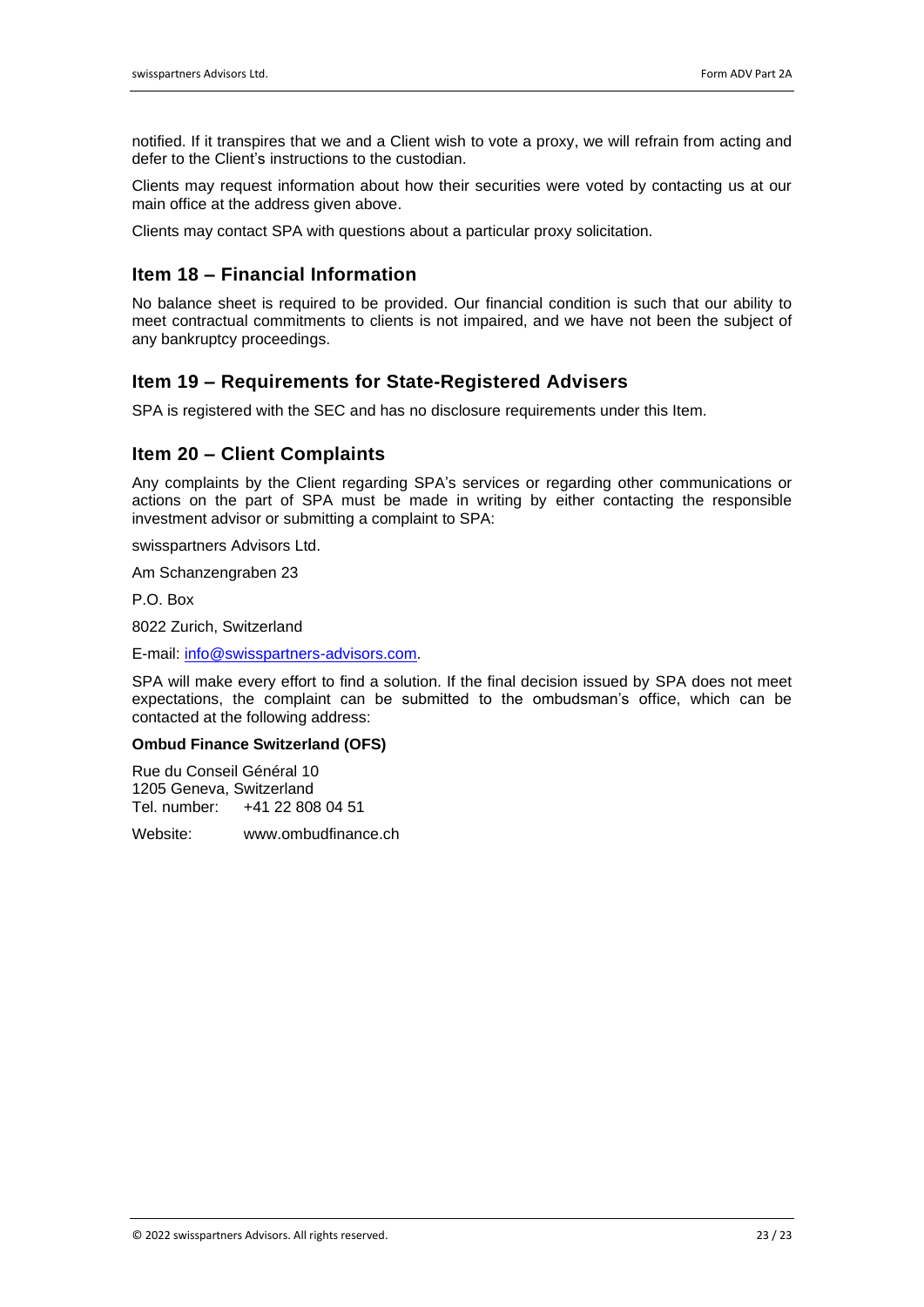notified. If it transpires that we and a Client wish to vote a proxy, we will refrain from acting and defer to the Client's instructions to the custodian.

Clients may request information about how their securities were voted by contacting us at our main office at the address given above.

Clients may contact SPA with questions about a particular proxy solicitation.

## Item 18 – Financial Information

No balance sheet is required to be provided. Our financial condition is such that our ability to meet contractual commitments to clients is not impaired, and we have not been the subject of any bankruptcy proceedings.

## Item 19 – Requirements for State-Registered Advisers

SPA is registered with the SEC and has no disclosure requirements under this Item.

## Item 20 – Client Complaints

Any complaints by the Client regarding SPA's services or regarding other communications or actions on the part of SPA must be made in writing by either contacting the responsible investment advisor or submitting a complaint to SPA:

swisspartners Advisors Ltd.

Am Schanzengraben 23

P.O. Box

8022 Zurich, Switzerland

E-mail: info@swisspartners-advisors.com.

SPA will make every effort to find a solution. If the final decision issued by SPA does not meet expectations, the complaint can be submitted to the ombudsman's office, which can be contacted at the following address:

**Ombud Finance Switzerland (OFS)**

Rue du Conseil Général 10
1205 Geneva, Switzerland
Tel. number: +41 22 808 04 51

Website: www.ombudfinance.ch